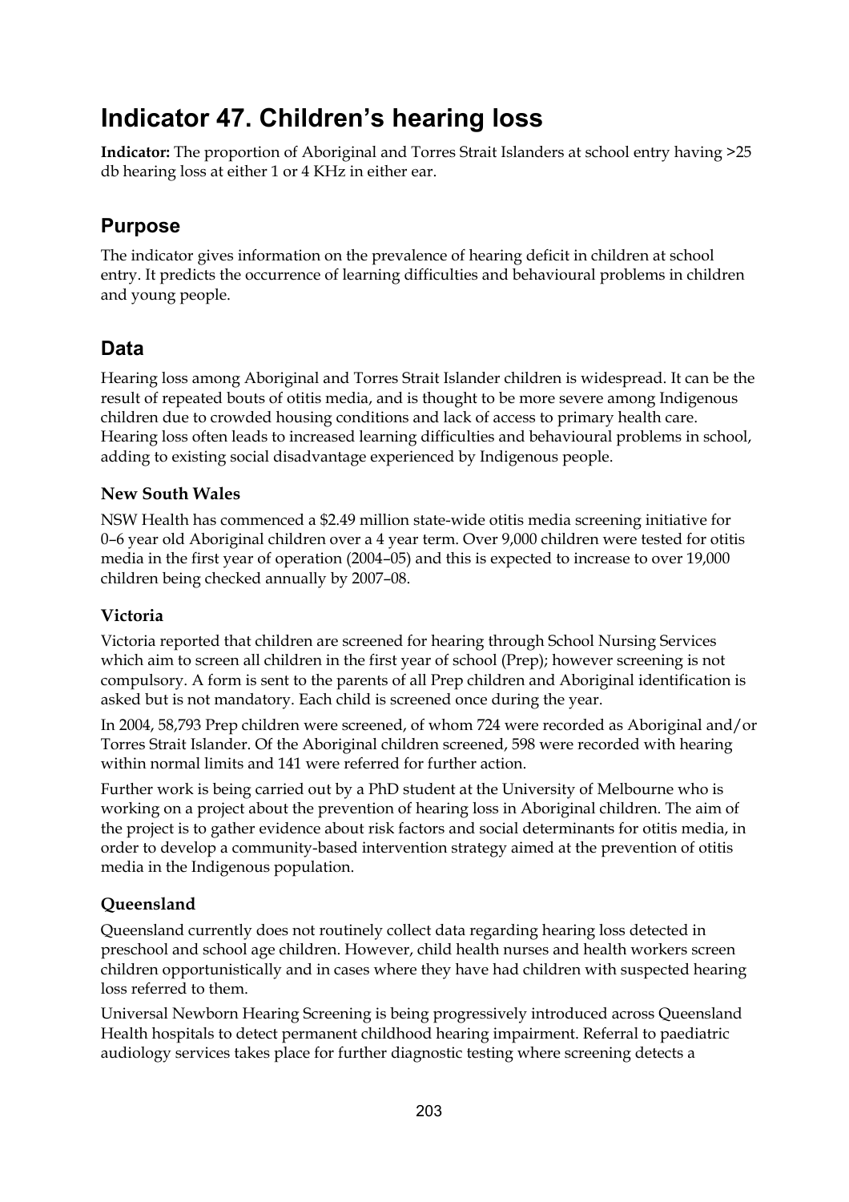# Indicator 47. Children's hearing loss

**Indicator:** The proportion of Aboriginal and Torres Strait Islanders at school entry having >25 db hearing loss at either 1 or 4 KHz in either ear.

## Purpose

The indicator gives information on the prevalence of hearing deficit in children at school entry. It predicts the occurrence of learning difficulties and behavioural problems in children and young people.

## Data

Hearing loss among Aboriginal and Torres Strait Islander children is widespread. It can be the result of repeated bouts of otitis media, and is thought to be more severe among Indigenous children due to crowded housing conditions and lack of access to primary health care. Hearing loss often leads to increased learning difficulties and behavioural problems in school, adding to existing social disadvantage experienced by Indigenous people.

### New South Wales

NSW Health has commenced a $2.49 million state-wide otitis media screening initiative for 0–6 year old Aboriginal children over a 4 year term. Over 9,000 children were tested for otitis media in the first year of operation (2004–05) and this is expected to increase to over 19,000 children being checked annually by 2007–08.

### Victoria

Victoria reported that children are screened for hearing through School Nursing Services which aim to screen all children in the first year of school (Prep); however screening is not compulsory. A form is sent to the parents of all Prep children and Aboriginal identification is asked but is not mandatory. Each child is screened once during the year.

In 2004, 58,793 Prep children were screened, of whom 724 were recorded as Aboriginal and/or Torres Strait Islander. Of the Aboriginal children screened, 598 were recorded with hearing within normal limits and 141 were referred for further action.

Further work is being carried out by a PhD student at the University of Melbourne who is working on a project about the prevention of hearing loss in Aboriginal children. The aim of the project is to gather evidence about risk factors and social determinants for otitis media, in order to develop a community-based intervention strategy aimed at the prevention of otitis media in the Indigenous population.

### Queensland

Queensland currently does not routinely collect data regarding hearing loss detected in preschool and school age children. However, child health nurses and health workers screen children opportunistically and in cases where they have had children with suspected hearing loss referred to them.

Universal Newborn Hearing Screening is being progressively introduced across Queensland Health hospitals to detect permanent childhood hearing impairment. Referral to paediatric audiology services takes place for further diagnostic testing where screening detects a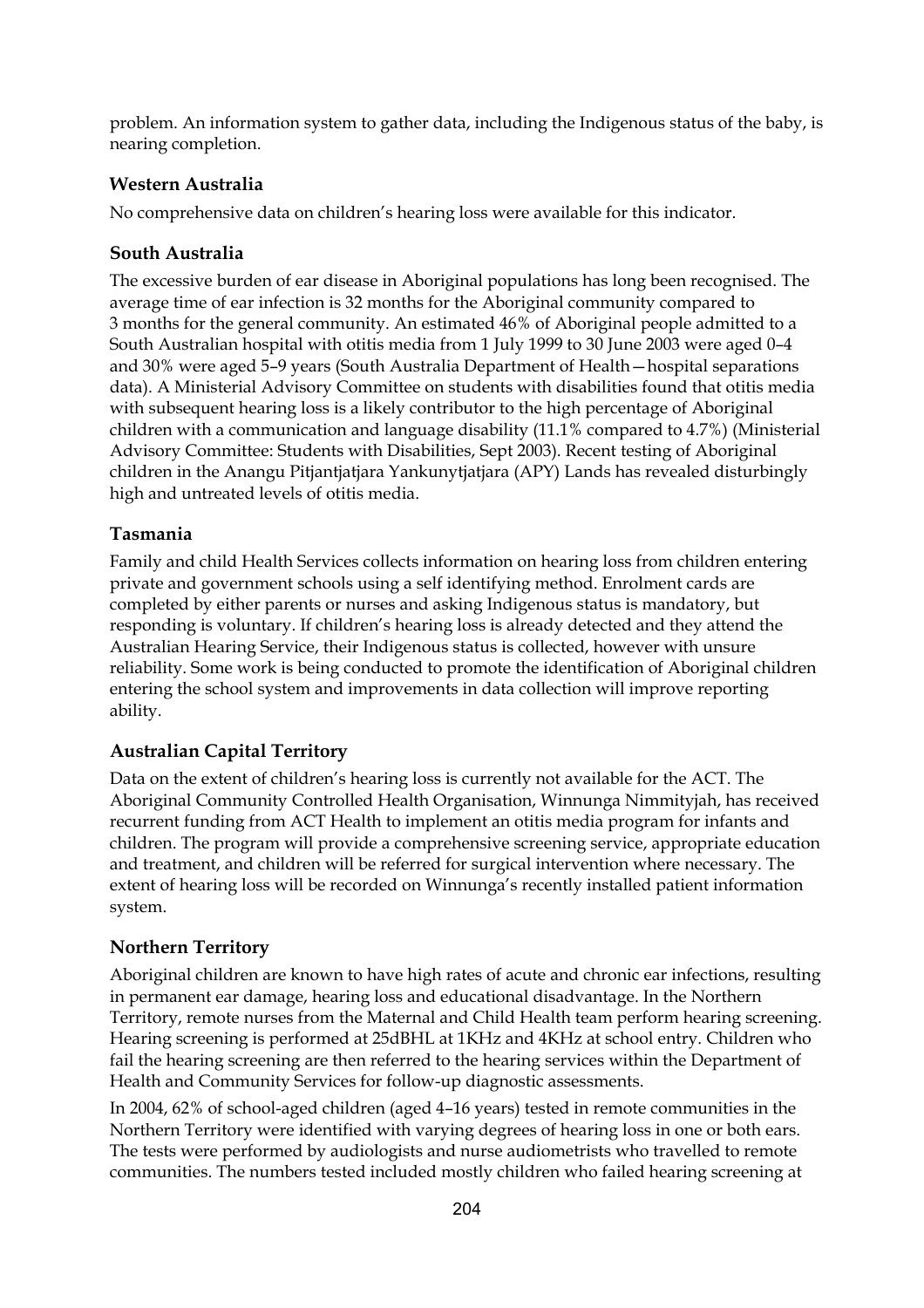problem. An information system to gather data, including the Indigenous status of the baby, is nearing completion.

### Western Australia

No comprehensive data on children's hearing loss were available for this indicator.

### South Australia

The excessive burden of ear disease in Aboriginal populations has long been recognised. The average time of ear infection is 32 months for the Aboriginal community compared to 3 months for the general community. An estimated 46% of Aboriginal people admitted to a South Australian hospital with otitis media from 1 July 1999 to 30 June 2003 were aged 0–4 and 30% were aged 5–9 years (South Australia Department of Health—hospital separations data). A Ministerial Advisory Committee on students with disabilities found that otitis media with subsequent hearing loss is a likely contributor to the high percentage of Aboriginal children with a communication and language disability (11.1% compared to 4.7%) (Ministerial Advisory Committee: Students with Disabilities, Sept 2003). Recent testing of Aboriginal children in the Anangu Pitjantjatjara Yankunytjatjara (APY) Lands has revealed disturbingly high and untreated levels of otitis media.

### Tasmania

Family and child Health Services collects information on hearing loss from children entering private and government schools using a self identifying method. Enrolment cards are completed by either parents or nurses and asking Indigenous status is mandatory, but responding is voluntary. If children's hearing loss is already detected and they attend the Australian Hearing Service, their Indigenous status is collected, however with unsure reliability. Some work is being conducted to promote the identification of Aboriginal children entering the school system and improvements in data collection will improve reporting ability.

### Australian Capital Territory

Data on the extent of children's hearing loss is currently not available for the ACT. The Aboriginal Community Controlled Health Organisation, Winnunga Nimmityjah, has received recurrent funding from ACT Health to implement an otitis media program for infants and children. The program will provide a comprehensive screening service, appropriate education and treatment, and children will be referred for surgical intervention where necessary. The extent of hearing loss will be recorded on Winnunga's recently installed patient information system.

### Northern Territory

Aboriginal children are known to have high rates of acute and chronic ear infections, resulting in permanent ear damage, hearing loss and educational disadvantage. In the Northern Territory, remote nurses from the Maternal and Child Health team perform hearing screening. Hearing screening is performed at 25dBHL at 1KHz and 4KHz at school entry. Children who fail the hearing screening are then referred to the hearing services within the Department of Health and Community Services for follow-up diagnostic assessments.

In 2004, 62% of school-aged children (aged 4–16 years) tested in remote communities in the Northern Territory were identified with varying degrees of hearing loss in one or both ears. The tests were performed by audiologists and nurse audiometrists who travelled to remote communities. The numbers tested included mostly children who failed hearing screening at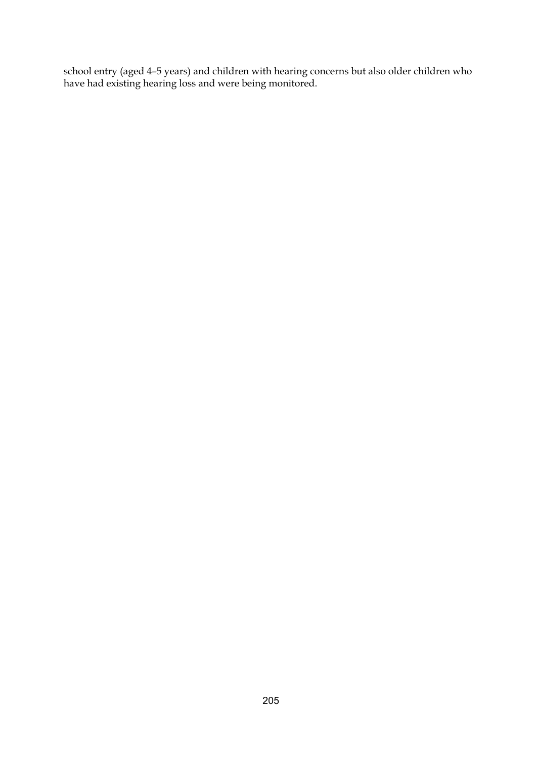school entry (aged 4–5 years) and children with hearing concerns but also older children who have had existing hearing loss and were being monitored.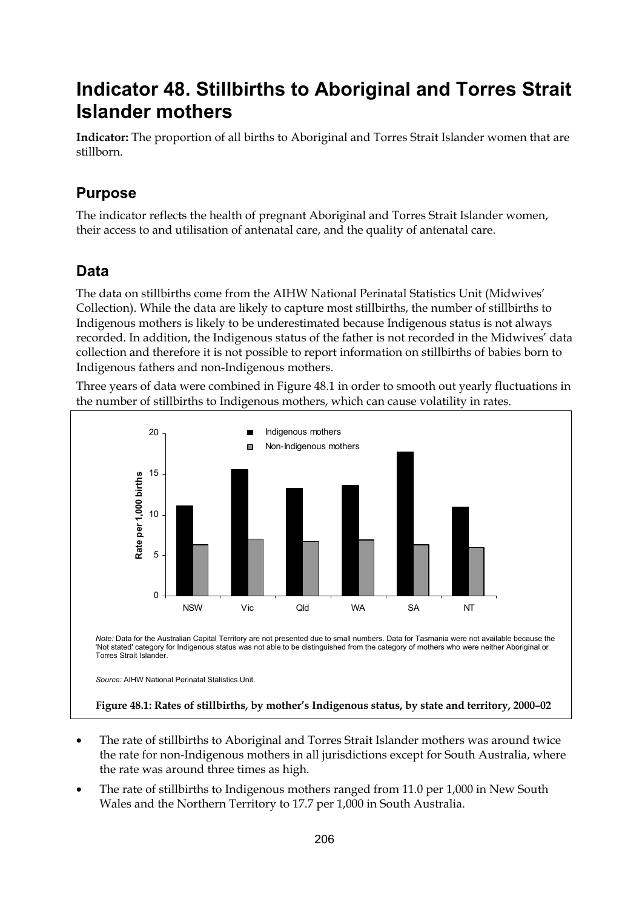# Indicator 48. Stillbirths to Aboriginal and Torres Strait Islander mothers

**Indicator:** The proportion of all births to Aboriginal and Torres Strait Islander women that are stillborn.

## Purpose

The indicator reflects the health of pregnant Aboriginal and Torres Strait Islander women, their access to and utilisation of antenatal care, and the quality of antenatal care.

## Data

The data on stillbirths come from the AIHW National Perinatal Statistics Unit (Midwives' Collection). While the data are likely to capture most stillbirths, the number of stillbirths to Indigenous mothers is likely to be underestimated because Indigenous status is not always recorded. In addition, the Indigenous status of the father is not recorded in the Midwives' data collection and therefore it is not possible to report information on stillbirths of babies born to Indigenous fathers and non-Indigenous mothers.

Three years of data were combined in Figure 48.1 in order to smooth out yearly fluctuations in the number of stillbirths to Indigenous mothers, which can cause volatility in rates.

*Note:* Data for the Australian Capital Territory are not presented due to small numbers. Data for Tasmania were not available because the 'Not stated' category for Indigenous status was not able to be distinguished from the category of mothers who were neither Aboriginal or Torres Strait Islander.

*Source:* AIHW National Perinatal Statistics Unit.

**Figure 48.1: Rates of stillbirths, by mother's Indigenous status, by state and territory, 2000–02**

- The rate of stillbirths to Aboriginal and Torres Strait Islander mothers was around twice the rate for non-Indigenous mothers in all jurisdictions except for South Australia, where the rate was around three times as high.
- The rate of stillbirths to Indigenous mothers ranged from 11.0 per 1,000 in New South Wales and the Northern Territory to 17.7 per 1,000 in South Australia.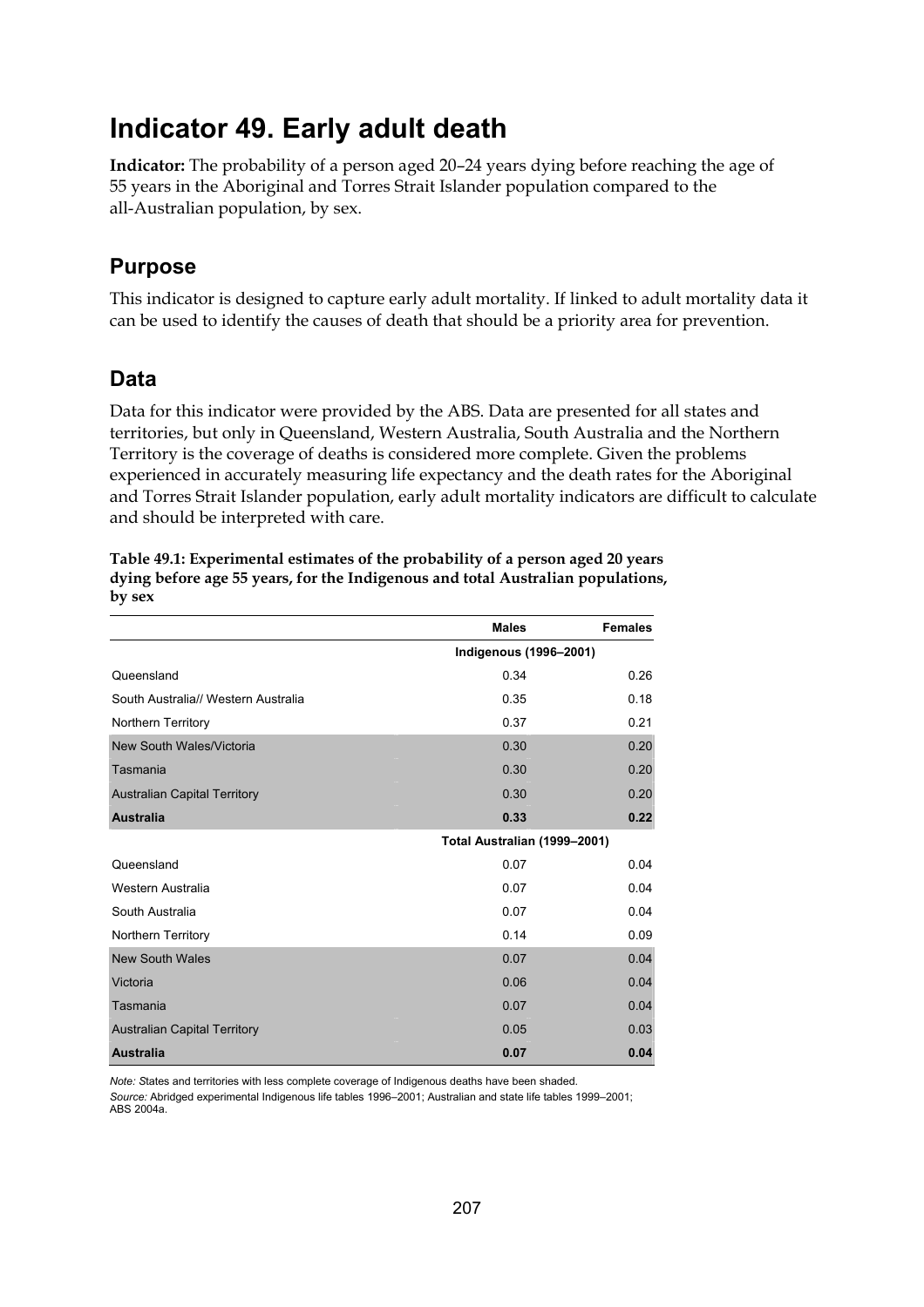# Indicator 49. Early adult death

**Indicator:** The probability of a person aged 20–24 years dying before reaching the age of 55 years in the Aboriginal and Torres Strait Islander population compared to the all-Australian population, by sex.

## Purpose

This indicator is designed to capture early adult mortality. If linked to adult mortality data it can be used to identify the causes of death that should be a priority area for prevention.

## Data

Data for this indicator were provided by the ABS. Data are presented for all states and territories, but only in Queensland, Western Australia, South Australia and the Northern Territory is the coverage of deaths is considered more complete. Given the problems experienced in accurately measuring life expectancy and the death rates for the Aboriginal and Torres Strait Islander population, early adult mortality indicators are difficult to calculate and should be interpreted with care.

**Table 49.1: Experimental estimates of the probability of a person aged 20 years dying before age 55 years, for the Indigenous and total Australian populations, by sex**

| | Males | Females |
|---|---|---|
| | **Indigenous (1996–2001)** | |
| Queensland | 0.34 | 0.26 |
| South Australia// Western Australia | 0.35 | 0.18 |
| Northern Territory | 0.37 | 0.21 |
| New South Wales/Victoria | 0.30 | 0.20 |
| Tasmania | 0.30 | 0.20 |
| Australian Capital Territory | 0.30 | 0.20 |
| **Australia** | **0.33** | **0.22** |
| | **Total Australian (1999–2001)** | |
| Queensland | 0.07 | 0.04 |
| Western Australia | 0.07 | 0.04 |
| South Australia | 0.07 | 0.04 |
| Northern Territory | 0.14 | 0.09 |
| New South Wales | 0.07 | 0.04 |
| Victoria | 0.06 | 0.04 |
| Tasmania | 0.07 | 0.04 |
| Australian Capital Territory | 0.05 | 0.03 |
| **Australia** | **0.07** | **0.04** |

*Note:* States and territories with less complete coverage of Indigenous deaths have been shaded.

*Source:* Abridged experimental Indigenous life tables 1996–2001; Australian and state life tables 1999–2001; ABS 2004a.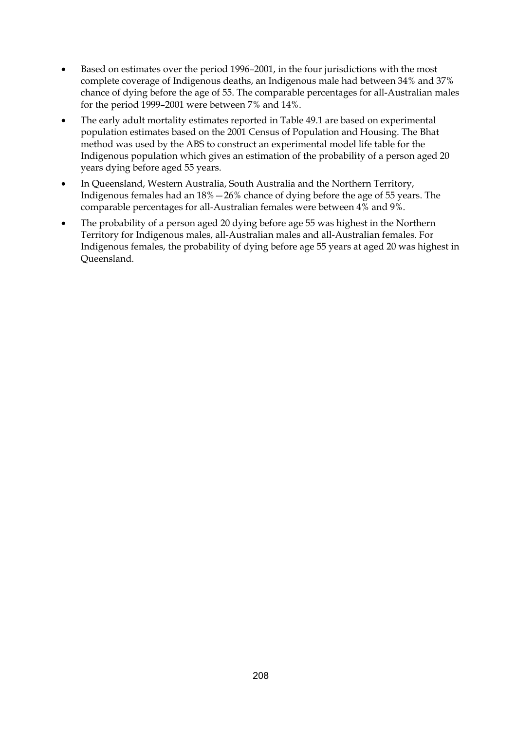- Based on estimates over the period 1996–2001, in the four jurisdictions with the most complete coverage of Indigenous deaths, an Indigenous male had between 34% and 37% chance of dying before the age of 55. The comparable percentages for all-Australian males for the period 1999–2001 were between 7% and 14%.
- The early adult mortality estimates reported in Table 49.1 are based on experimental population estimates based on the 2001 Census of Population and Housing. The Bhat method was used by the ABS to construct an experimental model life table for the Indigenous population which gives an estimation of the probability of a person aged 20 years dying before aged 55 years.
- In Queensland, Western Australia, South Australia and the Northern Territory, Indigenous females had an 18% — 26% chance of dying before the age of 55 years. The comparable percentages for all-Australian females were between 4% and 9%.
- The probability of a person aged 20 dying before age 55 was highest in the Northern Territory for Indigenous males, all-Australian males and all-Australian females. For Indigenous females, the probability of dying before age 55 years at aged 20 was highest in Queensland.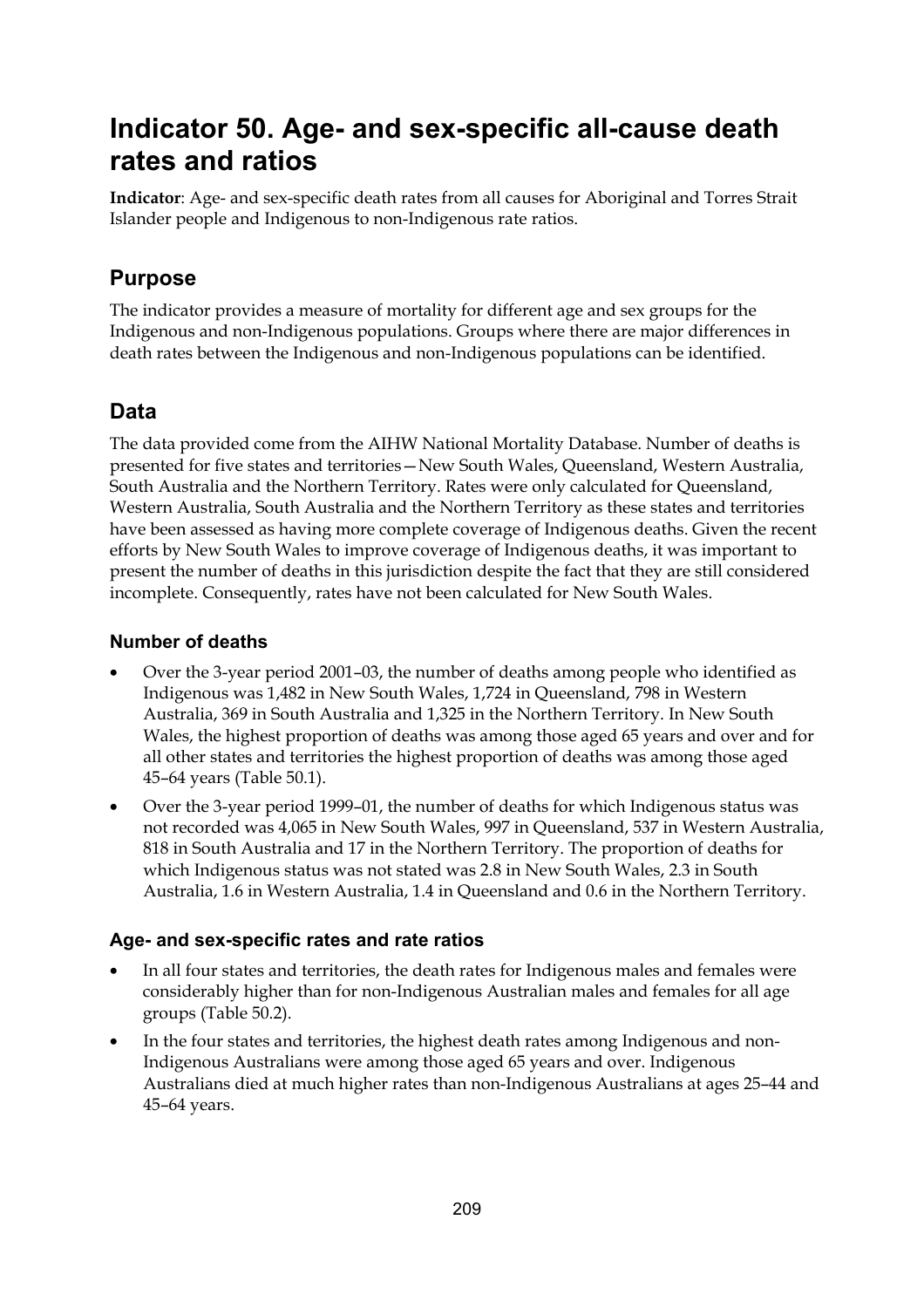# Indicator 50. Age- and sex-specific all-cause death rates and ratios

**Indicator**: Age- and sex-specific death rates from all causes for Aboriginal and Torres Strait Islander people and Indigenous to non-Indigenous rate ratios.

## Purpose

The indicator provides a measure of mortality for different age and sex groups for the Indigenous and non-Indigenous populations. Groups where there are major differences in death rates between the Indigenous and non-Indigenous populations can be identified.

## Data

The data provided come from the AIHW National Mortality Database. Number of deaths is presented for five states and territories—New South Wales, Queensland, Western Australia, South Australia and the Northern Territory. Rates were only calculated for Queensland, Western Australia, South Australia and the Northern Territory as these states and territories have been assessed as having more complete coverage of Indigenous deaths. Given the recent efforts by New South Wales to improve coverage of Indigenous deaths, it was important to present the number of deaths in this jurisdiction despite the fact that they are still considered incomplete. Consequently, rates have not been calculated for New South Wales.

### Number of deaths

- Over the 3-year period 2001–03, the number of deaths among people who identified as Indigenous was 1,482 in New South Wales, 1,724 in Queensland, 798 in Western Australia, 369 in South Australia and 1,325 in the Northern Territory. In New South Wales, the highest proportion of deaths was among those aged 65 years and over and for all other states and territories the highest proportion of deaths was among those aged 45–64 years (Table 50.1).
- Over the 3-year period 1999–01, the number of deaths for which Indigenous status was not recorded was 4,065 in New South Wales, 997 in Queensland, 537 in Western Australia, 818 in South Australia and 17 in the Northern Territory. The proportion of deaths for which Indigenous status was not stated was 2.8 in New South Wales, 2.3 in South Australia, 1.6 in Western Australia, 1.4 in Queensland and 0.6 in the Northern Territory.

### Age- and sex-specific rates and rate ratios

- In all four states and territories, the death rates for Indigenous males and females were considerably higher than for non-Indigenous Australian males and females for all age groups (Table 50.2).
- In the four states and territories, the highest death rates among Indigenous and non-Indigenous Australians were among those aged 65 years and over. Indigenous Australians died at much higher rates than non-Indigenous Australians at ages 25–44 and 45–64 years.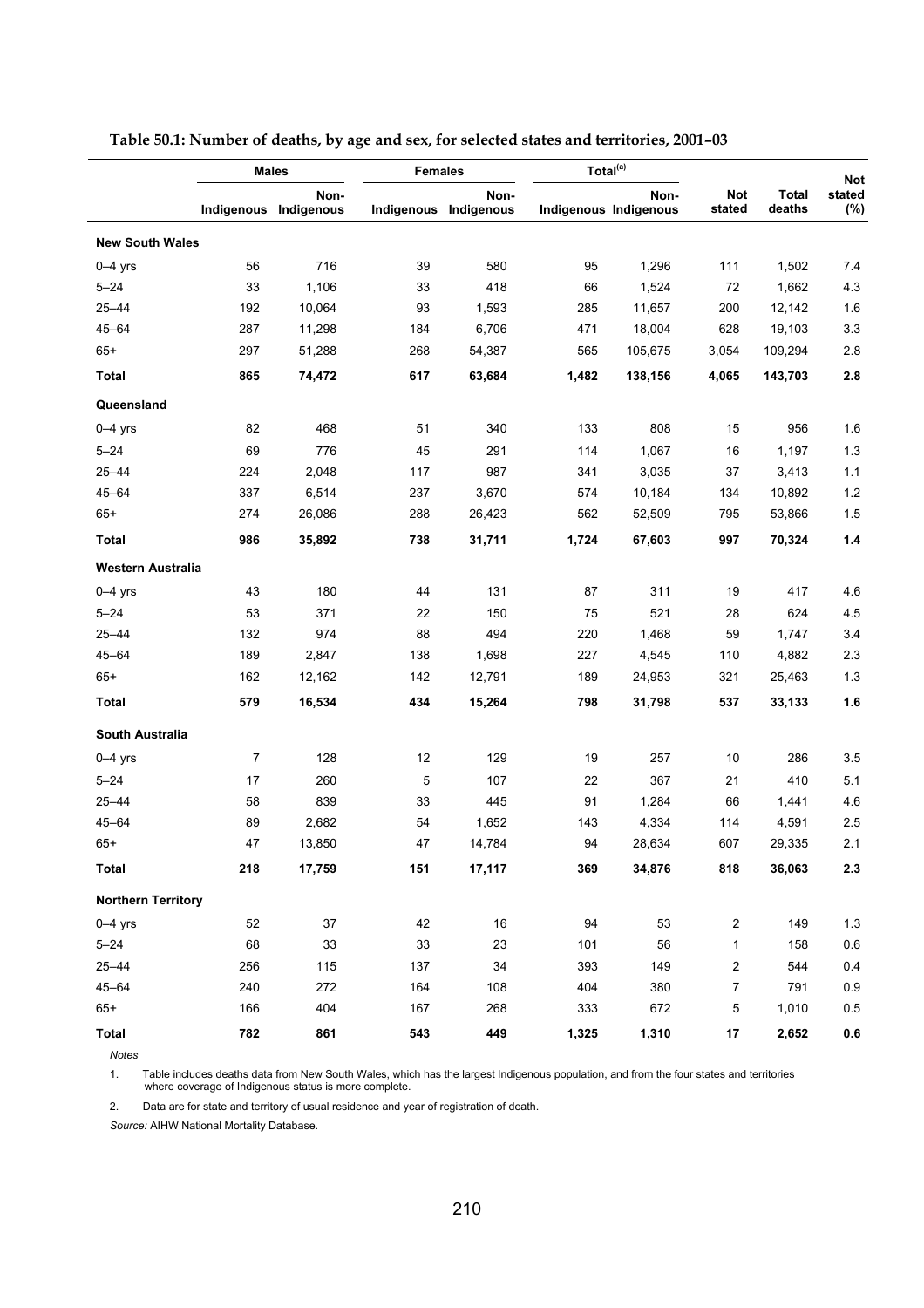**Table 50.1: Number of deaths, by age and sex, for selected states and territories, 2001–03**

| | Males | | Females | | Total[(a)] | | | | |
|---|---|---|---|---|---|---|---|---|---|
| | Indigenous | Non-Indigenous | Indigenous | Non-Indigenous | Indigenous | Non-Indigenous | Not stated | Total deaths | Not stated (%) |
| **New South Wales** | | | | | | | | | |
| 0–4 yrs | 56 | 716 | 39 | 580 | 95 | 1,296 | 111 | 1,502 | 7.4 |
| 5–24 | 33 | 1,106 | 33 | 418 | 66 | 1,524 | 72 | 1,662 | 4.3 |
| 25–44 | 192 | 10,064 | 93 | 1,593 | 285 | 11,657 | 200 | 12,142 | 1.6 |
| 45–64 | 287 | 11,298 | 184 | 6,706 | 471 | 18,004 | 628 | 19,103 | 3.3 |
| 65+ | 297 | 51,288 | 268 | 54,387 | 565 | 105,675 | 3,054 | 109,294 | 2.8 |
| **Total** | **865** | **74,472** | **617** | **63,684** | **1,482** | **138,156** | **4,065** | **143,703** | **2.8** |
| **Queensland** | | | | | | | | | |
| 0–4 yrs | 82 | 468 | 51 | 340 | 133 | 808 | 15 | 956 | 1.6 |
| 5–24 | 69 | 776 | 45 | 291 | 114 | 1,067 | 16 | 1,197 | 1.3 |
| 25–44 | 224 | 2,048 | 117 | 987 | 341 | 3,035 | 37 | 3,413 | 1.1 |
| 45–64 | 337 | 6,514 | 237 | 3,670 | 574 | 10,184 | 134 | 10,892 | 1.2 |
| 65+ | 274 | 26,086 | 288 | 26,423 | 562 | 52,509 | 795 | 53,866 | 1.5 |
| **Total** | **986** | **35,892** | **738** | **31,711** | **1,724** | **67,603** | **997** | **70,324** | **1.4** |
| **Western Australia** | | | | | | | | | |
| 0–4 yrs | 43 | 180 | 44 | 131 | 87 | 311 | 19 | 417 | 4.6 |
| 5–24 | 53 | 371 | 22 | 150 | 75 | 521 | 28 | 624 | 4.5 |
| 25–44 | 132 | 974 | 88 | 494 | 220 | 1,468 | 59 | 1,747 | 3.4 |
| 45–64 | 189 | 2,847 | 138 | 1,698 | 227 | 4,545 | 110 | 4,882 | 2.3 |
| 65+ | 162 | 12,162 | 142 | 12,791 | 189 | 24,953 | 321 | 25,463 | 1.3 |
| **Total** | **579** | **16,534** | **434** | **15,264** | **798** | **31,798** | **537** | **33,133** | **1.6** |
| **South Australia** | | | | | | | | | |
| 0–4 yrs | 7 | 128 | 12 | 129 | 19 | 257 | 10 | 286 | 3.5 |
| 5–24 | 17 | 260 | 5 | 107 | 22 | 367 | 21 | 410 | 5.1 |
| 25–44 | 58 | 839 | 33 | 445 | 91 | 1,284 | 66 | 1,441 | 4.6 |
| 45–64 | 89 | 2,682 | 54 | 1,652 | 143 | 4,334 | 114 | 4,591 | 2.5 |
| 65+ | 47 | 13,850 | 47 | 14,784 | 94 | 28,634 | 607 | 29,335 | 2.1 |
| **Total** | **218** | **17,759** | **151** | **17,117** | **369** | **34,876** | **818** | **36,063** | **2.3** |
| **Northern Territory** | | | | | | | | | |
| 0–4 yrs | 52 | 37 | 42 | 16 | 94 | 53 | 2 | 149 | 1.3 |
| 5–24 | 68 | 33 | 33 | 23 | 101 | 56 | 1 | 158 | 0.6 |
| 25–44 | 256 | 115 | 137 | 34 | 393 | 149 | 2 | 544 | 0.4 |
| 45–64 | 240 | 272 | 164 | 108 | 404 | 380 | 7 | 791 | 0.9 |
| 65+ | 166 | 404 | 167 | 268 | 333 | 672 | 5 | 1,010 | 0.5 |
| **Total** | **782** | **861** | **543** | **449** | **1,325** | **1,310** | **17** | **2,652** | **0.6** |

*Notes*

1. Table includes deaths data from New South Wales, which has the largest Indigenous population, and from the four states and territories where coverage of Indigenous status is more complete.

2. Data are for state and territory of usual residence and year of registration of death.

*Source:* AIHW National Mortality Database.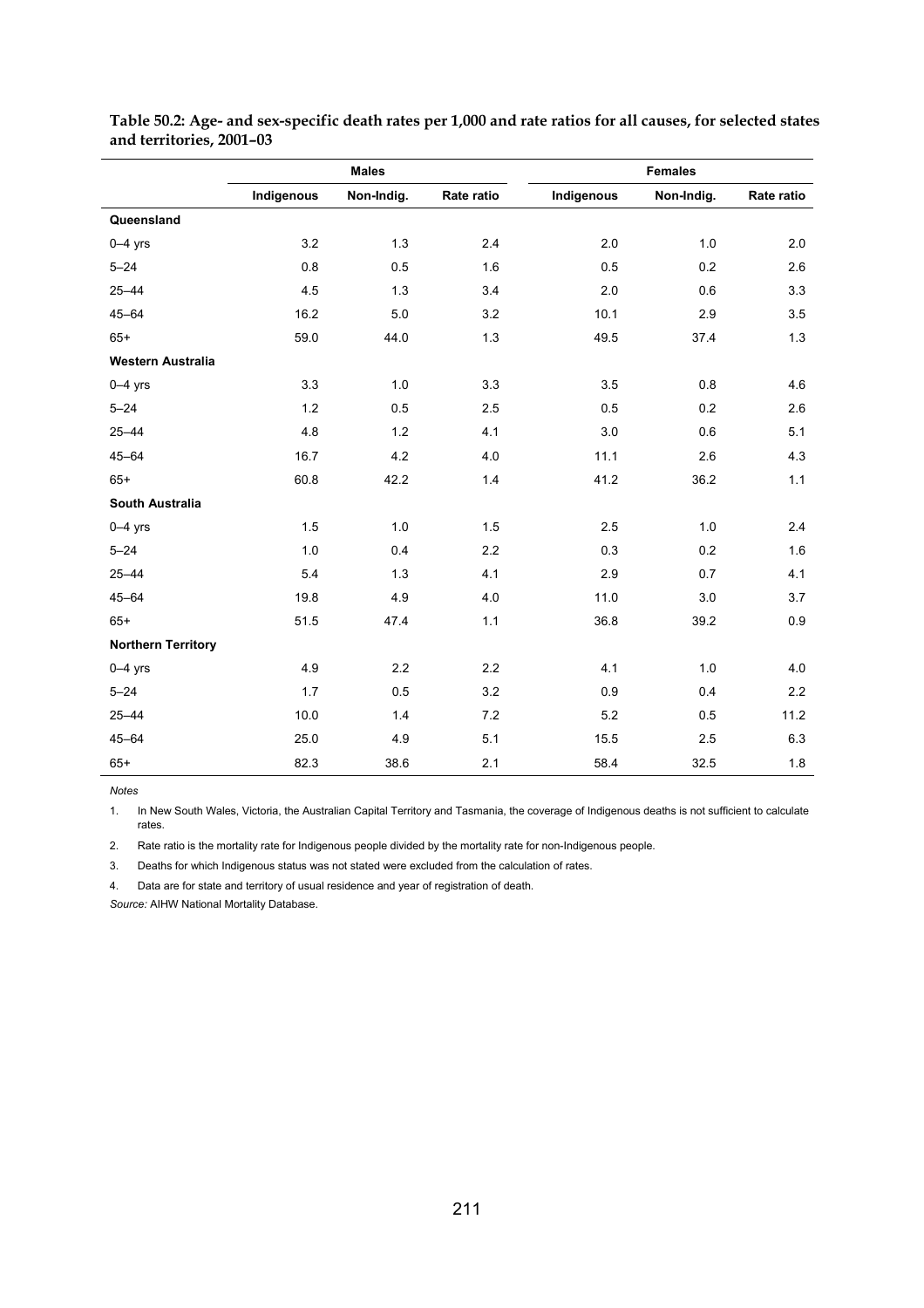**Table 50.2: Age- and sex-specific death rates per 1,000 and rate ratios for all causes, for selected states and territories, 2001–03**

| | Males | | | Females | | |
|---|---|---|---|---|---|---|
| | Indigenous | Non-Indig. | Rate ratio | Indigenous | Non-Indig. | Rate ratio |
| **Queensland** | | | | | | |
| 0–4 yrs | 3.2 | 1.3 | 2.4 | 2.0 | 1.0 | 2.0 |
| 5–24 | 0.8 | 0.5 | 1.6 | 0.5 | 0.2 | 2.6 |
| 25–44 | 4.5 | 1.3 | 3.4 | 2.0 | 0.6 | 3.3 |
| 45–64 | 16.2 | 5.0 | 3.2 | 10.1 | 2.9 | 3.5 |
| 65+ | 59.0 | 44.0 | 1.3 | 49.5 | 37.4 | 1.3 |
| **Western Australia** | | | | | | |
| 0–4 yrs | 3.3 | 1.0 | 3.3 | 3.5 | 0.8 | 4.6 |
| 5–24 | 1.2 | 0.5 | 2.5 | 0.5 | 0.2 | 2.6 |
| 25–44 | 4.8 | 1.2 | 4.1 | 3.0 | 0.6 | 5.1 |
| 45–64 | 16.7 | 4.2 | 4.0 | 11.1 | 2.6 | 4.3 |
| 65+ | 60.8 | 42.2 | 1.4 | 41.2 | 36.2 | 1.1 |
| **South Australia** | | | | | | |
| 0–4 yrs | 1.5 | 1.0 | 1.5 | 2.5 | 1.0 | 2.4 |
| 5–24 | 1.0 | 0.4 | 2.2 | 0.3 | 0.2 | 1.6 |
| 25–44 | 5.4 | 1.3 | 4.1 | 2.9 | 0.7 | 4.1 |
| 45–64 | 19.8 | 4.9 | 4.0 | 11.0 | 3.0 | 3.7 |
| 65+ | 51.5 | 47.4 | 1.1 | 36.8 | 39.2 | 0.9 |
| **Northern Territory** | | | | | | |
| 0–4 yrs | 4.9 | 2.2 | 2.2 | 4.1 | 1.0 | 4.0 |
| 5–24 | 1.7 | 0.5 | 3.2 | 0.9 | 0.4 | 2.2 |
| 25–44 | 10.0 | 1.4 | 7.2 | 5.2 | 0.5 | 11.2 |
| 45–64 | 25.0 | 4.9 | 5.1 | 15.5 | 2.5 | 6.3 |
| 65+ | 82.3 | 38.6 | 2.1 | 58.4 | 32.5 | 1.8 |

*Notes*

1. In New South Wales, Victoria, the Australian Capital Territory and Tasmania, the coverage of Indigenous deaths is not sufficient to calculate rates.
2. Rate ratio is the mortality rate for Indigenous people divided by the mortality rate for non-Indigenous people.
3. Deaths for which Indigenous status was not stated were excluded from the calculation of rates.
4. Data are for state and territory of usual residence and year of registration of death.

*Source:* AIHW National Mortality Database.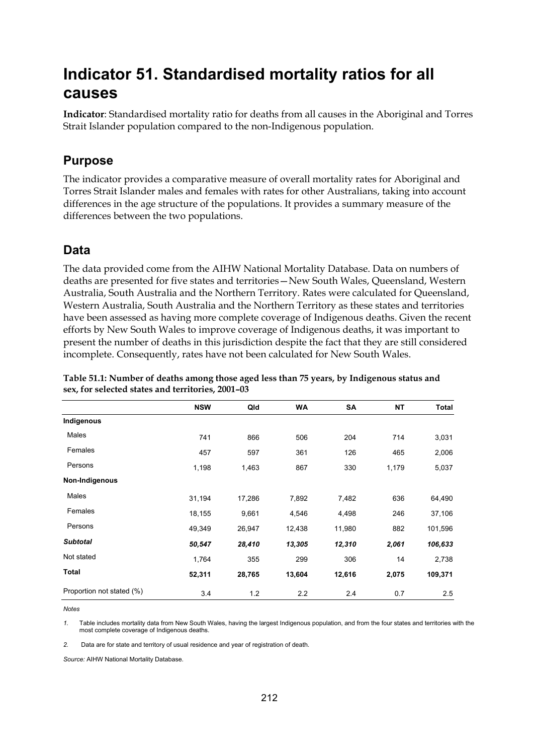# Indicator 51. Standardised mortality ratios for all causes

**Indicator**: Standardised mortality ratio for deaths from all causes in the Aboriginal and Torres Strait Islander population compared to the non-Indigenous population.

## Purpose

The indicator provides a comparative measure of overall mortality rates for Aboriginal and Torres Strait Islander males and females with rates for other Australians, taking into account differences in the age structure of the populations. It provides a summary measure of the differences between the two populations.

## Data

The data provided come from the AIHW National Mortality Database. Data on numbers of deaths are presented for five states and territories—New South Wales, Queensland, Western Australia, South Australia and the Northern Territory. Rates were calculated for Queensland, Western Australia, South Australia and the Northern Territory as these states and territories have been assessed as having more complete coverage of Indigenous deaths. Given the recent efforts by New South Wales to improve coverage of Indigenous deaths, it was important to present the number of deaths in this jurisdiction despite the fact that they are still considered incomplete. Consequently, rates have not been calculated for New South Wales.

**Table 51.1: Number of deaths among those aged less than 75 years, by Indigenous status and sex, for selected states and territories, 2001–03**

| | NSW | Qld | WA | SA | NT | Total |
|---|---|---|---|---|---|---|
| **Indigenous** | | | | | | |
| Males | 741 | 866 | 506 | 204 | 714 | 3,031 |
| Females | 457 | 597 | 361 | 126 | 465 | 2,006 |
| Persons | 1,198 | 1,463 | 867 | 330 | 1,179 | 5,037 |
| **Non-Indigenous** | | | | | | |
| Males | 31,194 | 17,286 | 7,892 | 7,482 | 636 | 64,490 |
| Females | 18,155 | 9,661 | 4,546 | 4,498 | 246 | 37,106 |
| Persons | 49,349 | 26,947 | 12,438 | 11,980 | 882 | 101,596 |
| ***Subtotal*** | ***50,547*** | ***28,410*** | ***13,305*** | ***12,310*** | ***2,061*** | ***106,633*** |
| Not stated | 1,764 | 355 | 299 | 306 | 14 | 2,738 |
| **Total** | **52,311** | **28,765** | **13,604** | **12,616** | **2,075** | **109,371** |
| Proportion not stated (%) | 3.4 | 1.2 | 2.2 | 2.4 | 0.7 | 2.5 |

*Notes*

1. Table includes mortality data from New South Wales, having the largest Indigenous population, and from the four states and territories with the most complete coverage of Indigenous deaths.
2. Data are for state and territory of usual residence and year of registration of death.

*Source:* AIHW National Mortality Database.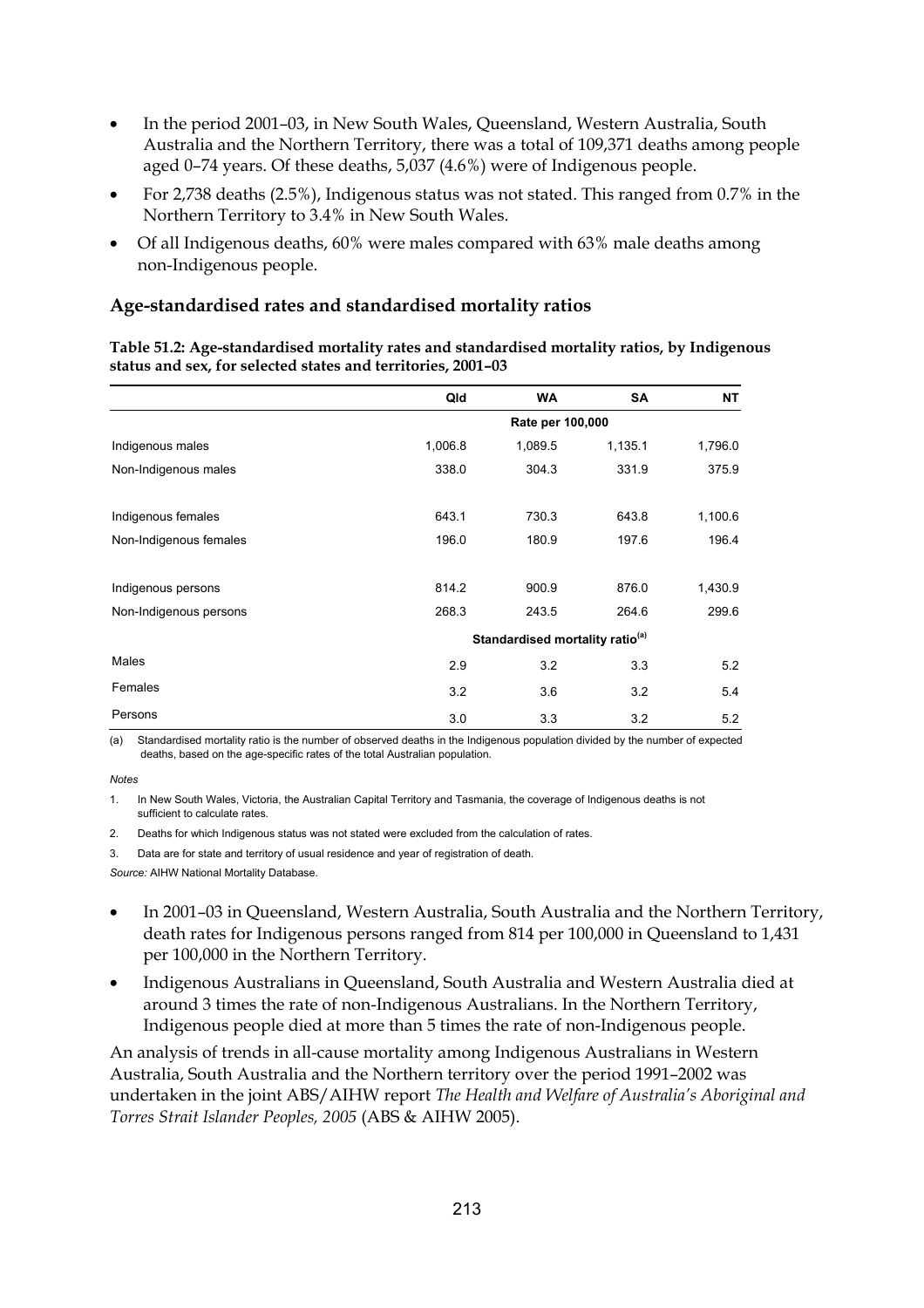- In the period 2001–03, in New South Wales, Queensland, Western Australia, South Australia and the Northern Territory, there was a total of 109,371 deaths among people aged 0–74 years. Of these deaths, 5,037 (4.6%) were of Indigenous people.
- For 2,738 deaths (2.5%), Indigenous status was not stated. This ranged from 0.7% in the Northern Territory to 3.4% in New South Wales.
- Of all Indigenous deaths, 60% were males compared with 63% male deaths among non-Indigenous people.

### Age-standardised rates and standardised mortality ratios

**Table 51.2: Age-standardised mortality rates and standardised mortality ratios, by Indigenous status and sex, for selected states and territories, 2001–03**

| | Qld | WA | SA | NT |
|---|---|---|---|---|
| | Rate per 100,000 | | | |
| Indigenous males | 1,006.8 | 1,089.5 | 1,135.1 | 1,796.0 |
| Non-Indigenous males | 338.0 | 304.3 | 331.9 | 375.9 |
| Indigenous females | 643.1 | 730.3 | 643.8 | 1,100.6 |
| Non-Indigenous females | 196.0 | 180.9 | 197.6 | 196.4 |
| Indigenous persons | 814.2 | 900.9 | 876.0 | 1,430.9 |
| Non-Indigenous persons | 268.3 | 243.5 | 264.6 | 299.6 |
| | Standardised mortality ratio[(a)] | | | |
| Males | 2.9 | 3.2 | 3.3 | 5.2 |
| Females | 3.2 | 3.6 | 3.2 | 5.4 |
| Persons | 3.0 | 3.3 | 3.2 | 5.2 |

(a) Standardised mortality ratio is the number of observed deaths in the Indigenous population divided by the number of expected deaths, based on the age-specific rates of the total Australian population.

*Notes*

1. In New South Wales, Victoria, the Australian Capital Territory and Tasmania, the coverage of Indigenous deaths is not sufficient to calculate rates.
2. Deaths for which Indigenous status was not stated were excluded from the calculation of rates.
3. Data are for state and territory of usual residence and year of registration of death.

*Source:* AIHW National Mortality Database.

- In 2001–03 in Queensland, Western Australia, South Australia and the Northern Territory, death rates for Indigenous persons ranged from 814 per 100,000 in Queensland to 1,431 per 100,000 in the Northern Territory.
- Indigenous Australians in Queensland, South Australia and Western Australia died at around 3 times the rate of non-Indigenous Australians. In the Northern Territory, Indigenous people died at more than 5 times the rate of non-Indigenous people.

An analysis of trends in all-cause mortality among Indigenous Australians in Western Australia, South Australia and the Northern territory over the period 1991–2002 was undertaken in the joint ABS/AIHW report *The Health and Welfare of Australia's Aboriginal and Torres Strait Islander Peoples, 2005* (ABS & AIHW 2005).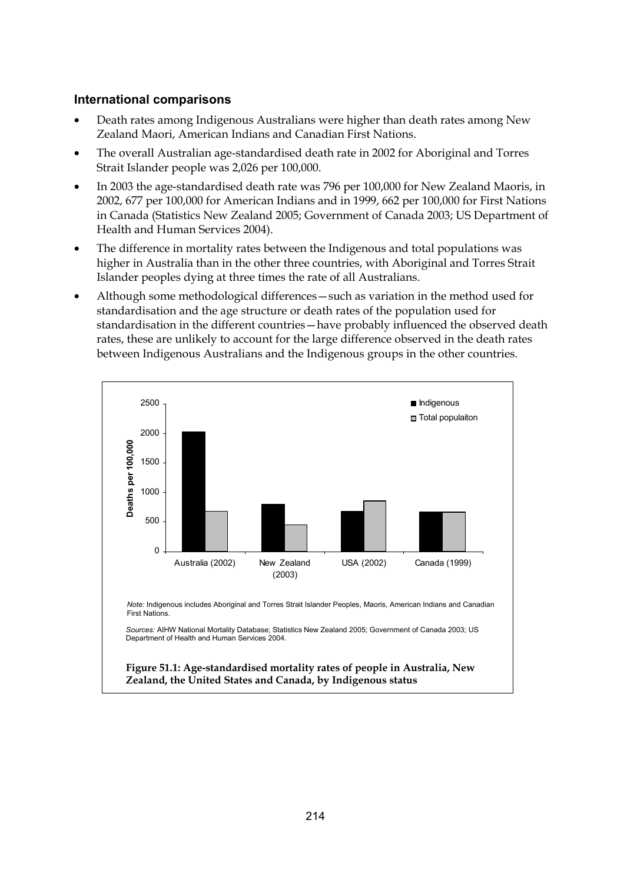### International comparisons

- Death rates among Indigenous Australians were higher than death rates among New Zealand Maori, American Indians and Canadian First Nations.
- The overall Australian age-standardised death rate in 2002 for Aboriginal and Torres Strait Islander people was 2,026 per 100,000.
- In 2003 the age-standardised death rate was 796 per 100,000 for New Zealand Maoris, in 2002, 677 per 100,000 for American Indians and in 1999, 662 per 100,000 for First Nations in Canada (Statistics New Zealand 2005; Government of Canada 2003; US Department of Health and Human Services 2004).
- The difference in mortality rates between the Indigenous and total populations was higher in Australia than in the other three countries, with Aboriginal and Torres Strait Islander peoples dying at three times the rate of all Australians.
- Although some methodological differences—such as variation in the method used for standardisation and the age structure or death rates of the population used for standardisation in the different countries—have probably influenced the observed death rates, these are unlikely to account for the large difference observed in the death rates between Indigenous Australians and the Indigenous groups in the other countries.

*Note:* Indigenous includes Aboriginal and Torres Strait Islander Peoples, Maoris, American Indians and Canadian First Nations.

*Sources:* AIHW National Mortality Database; Statistics New Zealand 2005; Government of Canada 2003; US Department of Health and Human Services 2004.

**Figure 51.1: Age-standardised mortality rates of people in Australia, New Zealand, the United States and Canada, by Indigenous status**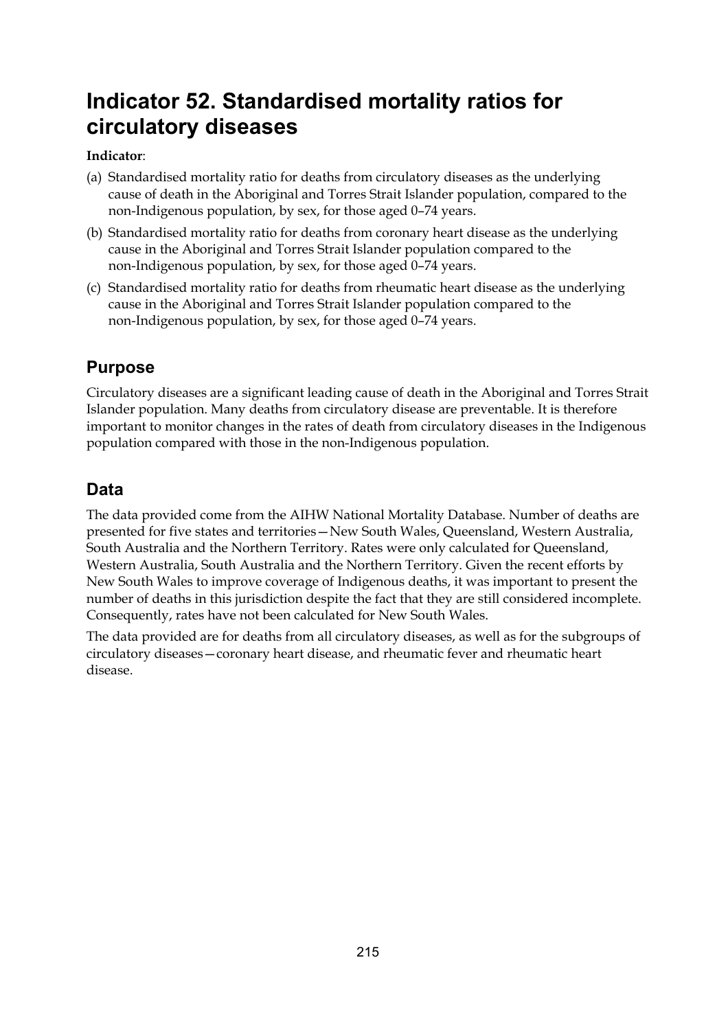# Indicator 52. Standardised mortality ratios for circulatory diseases

**Indicator**:

(a) Standardised mortality ratio for deaths from circulatory diseases as the underlying cause of death in the Aboriginal and Torres Strait Islander population, compared to the non-Indigenous population, by sex, for those aged 0–74 years.

(b) Standardised mortality ratio for deaths from coronary heart disease as the underlying cause in the Aboriginal and Torres Strait Islander population compared to the non-Indigenous population, by sex, for those aged 0–74 years.

(c) Standardised mortality ratio for deaths from rheumatic heart disease as the underlying cause in the Aboriginal and Torres Strait Islander population compared to the non-Indigenous population, by sex, for those aged 0–74 years.

## Purpose

Circulatory diseases are a significant leading cause of death in the Aboriginal and Torres Strait Islander population. Many deaths from circulatory disease are preventable. It is therefore important to monitor changes in the rates of death from circulatory diseases in the Indigenous population compared with those in the non-Indigenous population.

## Data

The data provided come from the AIHW National Mortality Database. Number of deaths are presented for five states and territories—New South Wales, Queensland, Western Australia, South Australia and the Northern Territory. Rates were only calculated for Queensland, Western Australia, South Australia and the Northern Territory. Given the recent efforts by New South Wales to improve coverage of Indigenous deaths, it was important to present the number of deaths in this jurisdiction despite the fact that they are still considered incomplete. Consequently, rates have not been calculated for New South Wales.

The data provided are for deaths from all circulatory diseases, as well as for the subgroups of circulatory diseases—coronary heart disease, and rheumatic fever and rheumatic heart disease.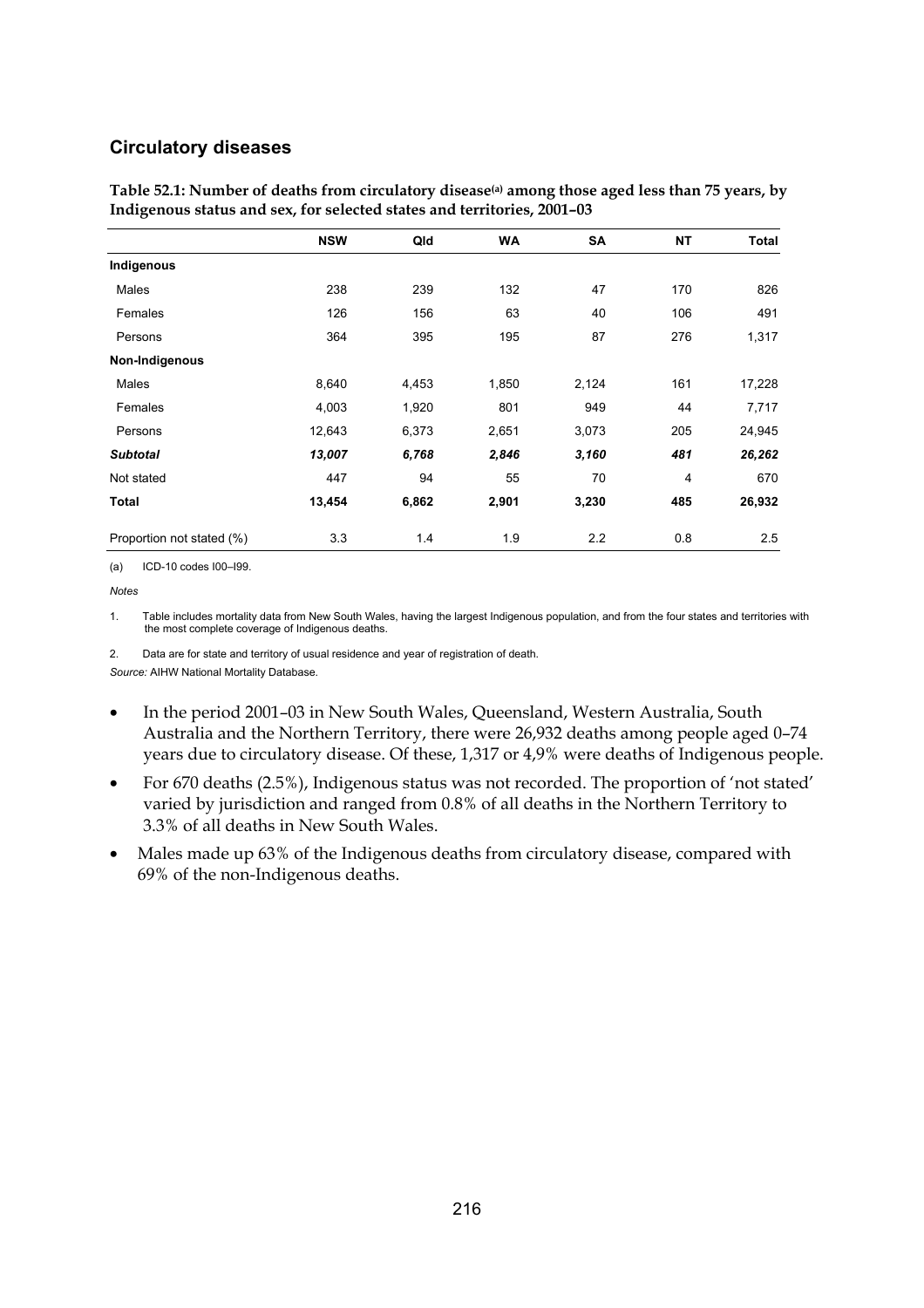## Circulatory diseases

**Table 52.1: Number of deaths from circulatory disease[(a)] among those aged less than 75 years, by Indigenous status and sex, for selected states and territories, 2001–03**

| | NSW | Qld | WA | SA | NT | Total |
|---|---|---|---|---|---|---|
| **Indigenous** | | | | | | |
| Males | 238 | 239 | 132 | 47 | 170 | 826 |
| Females | 126 | 156 | 63 | 40 | 106 | 491 |
| Persons | 364 | 395 | 195 | 87 | 276 | 1,317 |
| **Non-Indigenous** | | | | | | |
| Males | 8,640 | 4,453 | 1,850 | 2,124 | 161 | 17,228 |
| Females | 4,003 | 1,920 | 801 | 949 | 44 | 7,717 |
| Persons | 12,643 | 6,373 | 2,651 | 3,073 | 205 | 24,945 |
| ***Subtotal*** | ***13,007*** | ***6,768*** | ***2,846*** | ***3,160*** | ***481*** | ***26,262*** |
| Not stated | 447 | 94 | 55 | 70 | 4 | 670 |
| **Total** | **13,454** | **6,862** | **2,901** | **3,230** | **485** | **26,932** |
| Proportion not stated (%) | 3.3 | 1.4 | 1.9 | 2.2 | 0.8 | 2.5 |

(a) ICD-10 codes I00–I99.

*Notes*

1. Table includes mortality data from New South Wales, having the largest Indigenous population, and from the four states and territories with the most complete coverage of Indigenous deaths.

2. Data are for state and territory of usual residence and year of registration of death.

*Source:* AIHW National Mortality Database.

- In the period 2001–03 in New South Wales, Queensland, Western Australia, South Australia and the Northern Territory, there were 26,932 deaths among people aged 0–74 years due to circulatory disease. Of these, 1,317 or 4,9% were deaths of Indigenous people.
- For 670 deaths (2.5%), Indigenous status was not recorded. The proportion of 'not stated' varied by jurisdiction and ranged from 0.8% of all deaths in the Northern Territory to 3.3% of all deaths in New South Wales.
- Males made up 63% of the Indigenous deaths from circulatory disease, compared with 69% of the non-Indigenous deaths.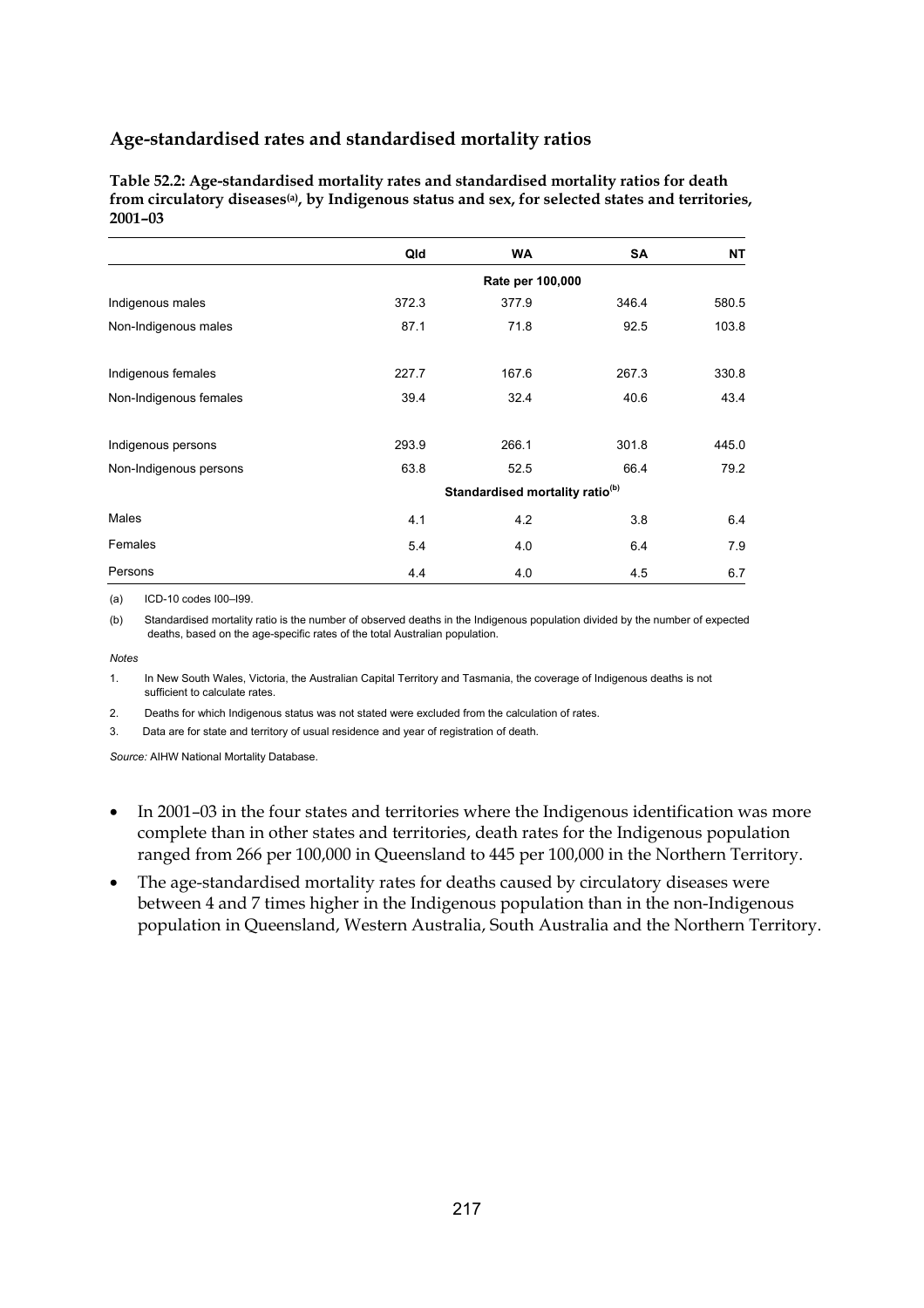## Age-standardised rates and standardised mortality ratios

**Table 52.2: Age-standardised mortality rates and standardised mortality ratios for death from circulatory diseases[(a)], by Indigenous status and sex, for selected states and territories, 2001–03**

| | Qld | WA | SA | NT |
|---|---|---|---|---|
| | | Rate per 100,000 | | |
| Indigenous males | 372.3 | 377.9 | 346.4 | 580.5 |
| Non-Indigenous males | 87.1 | 71.8 | 92.5 | 103.8 |
| Indigenous females | 227.7 | 167.6 | 267.3 | 330.8 |
| Non-Indigenous females | 39.4 | 32.4 | 40.6 | 43.4 |
| Indigenous persons | 293.9 | 266.1 | 301.8 | 445.0 |
| Non-Indigenous persons | 63.8 | 52.5 | 66.4 | 79.2 |
| | | Standardised mortality ratio[(b)] | | |
| Males | 4.1 | 4.2 | 3.8 | 6.4 |
| Females | 5.4 | 4.0 | 6.4 | 7.9 |
| Persons | 4.4 | 4.0 | 4.5 | 6.7 |

(a) ICD-10 codes I00–I99.

(b) Standardised mortality ratio is the number of observed deaths in the Indigenous population divided by the number of expected deaths, based on the age-specific rates of the total Australian population.

*Notes*

1. In New South Wales, Victoria, the Australian Capital Territory and Tasmania, the coverage of Indigenous deaths is not sufficient to calculate rates.
2. Deaths for which Indigenous status was not stated were excluded from the calculation of rates.
3. Data are for state and territory of usual residence and year of registration of death.

*Source:* AIHW National Mortality Database.

- In 2001–03 in the four states and territories where the Indigenous identification was more complete than in other states and territories, death rates for the Indigenous population ranged from 266 per 100,000 in Queensland to 445 per 100,000 in the Northern Territory.
- The age-standardised mortality rates for deaths caused by circulatory diseases were between 4 and 7 times higher in the Indigenous population than in the non-Indigenous population in Queensland, Western Australia, South Australia and the Northern Territory.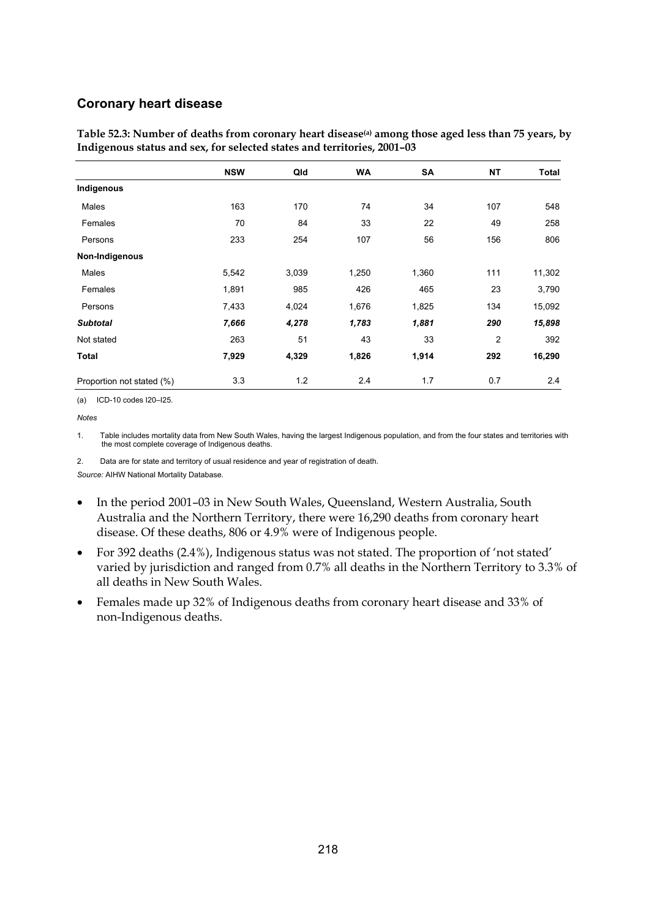## Coronary heart disease

**Table 52.3: Number of deaths from coronary heart disease[(a)] among those aged less than 75 years, by Indigenous status and sex, for selected states and territories, 2001–03**

| | NSW | Qld | WA | SA | NT | Total |
|---|---|---|---|---|---|---|
| **Indigenous** | | | | | | |
| Males | 163 | 170 | 74 | 34 | 107 | 548 |
| Females | 70 | 84 | 33 | 22 | 49 | 258 |
| Persons | 233 | 254 | 107 | 56 | 156 | 806 |
| **Non-Indigenous** | | | | | | |
| Males | 5,542 | 3,039 | 1,250 | 1,360 | 111 | 11,302 |
| Females | 1,891 | 985 | 426 | 465 | 23 | 3,790 |
| Persons | 7,433 | 4,024 | 1,676 | 1,825 | 134 | 15,092 |
| ***Subtotal*** | ***7,666*** | ***4,278*** | ***1,783*** | ***1,881*** | ***290*** | ***15,898*** |
| Not stated | 263 | 51 | 43 | 33 | 2 | 392 |
| **Total** | **7,929** | **4,329** | **1,826** | **1,914** | **292** | **16,290** |
| Proportion not stated (%) | 3.3 | 1.2 | 2.4 | 1.7 | 0.7 | 2.4 |

(a) ICD-10 codes I20–I25.

*Notes*

1. Table includes mortality data from New South Wales, having the largest Indigenous population, and from the four states and territories with the most complete coverage of Indigenous deaths.

2. Data are for state and territory of usual residence and year of registration of death.

*Source:* AIHW National Mortality Database.

- In the period 2001–03 in New South Wales, Queensland, Western Australia, South Australia and the Northern Territory, there were 16,290 deaths from coronary heart disease. Of these deaths, 806 or 4.9% were of Indigenous people.
- For 392 deaths (2.4%), Indigenous status was not stated. The proportion of 'not stated' varied by jurisdiction and ranged from 0.7% all deaths in the Northern Territory to 3.3% of all deaths in New South Wales.
- Females made up 32% of Indigenous deaths from coronary heart disease and 33% of non-Indigenous deaths.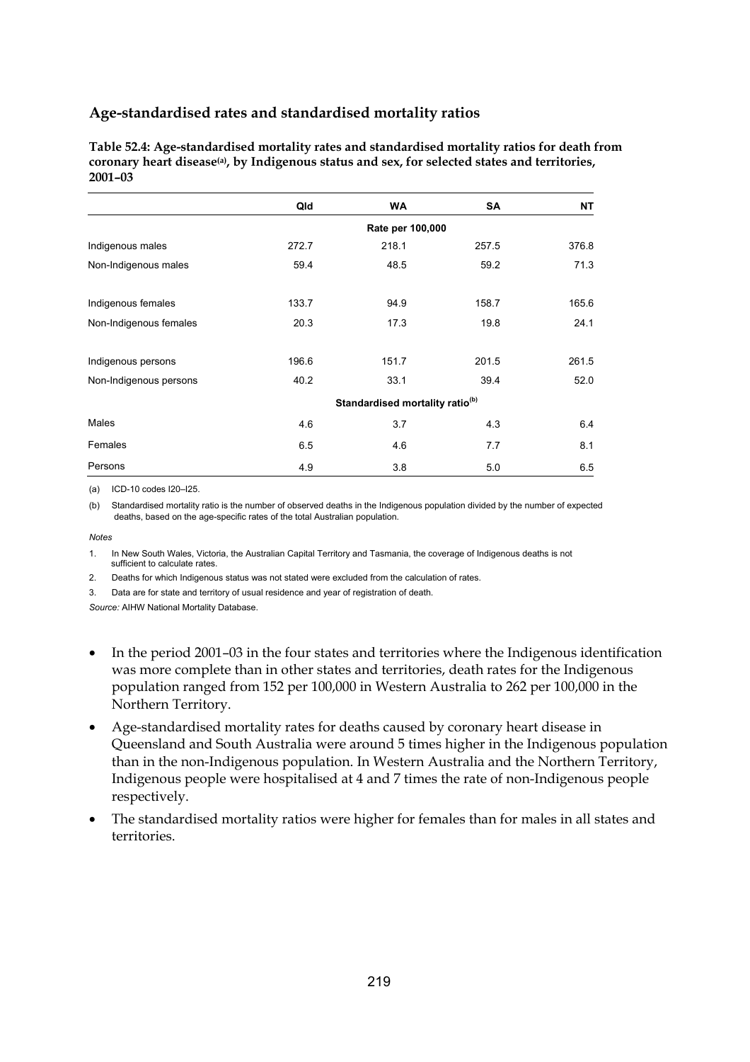## Age-standardised rates and standardised mortality ratios

**Table 52.4: Age-standardised mortality rates and standardised mortality ratios for death from coronary heart disease[(a)], by Indigenous status and sex, for selected states and territories, 2001–03**

| | Qld | WA | SA | NT |
|---|---|---|---|---|
| | | **Rate per 100,000** | | |
| Indigenous males | 272.7 | 218.1 | 257.5 | 376.8 |
| Non-Indigenous males | 59.4 | 48.5 | 59.2 | 71.3 |
| Indigenous females | 133.7 | 94.9 | 158.7 | 165.6 |
| Non-Indigenous females | 20.3 | 17.3 | 19.8 | 24.1 |
| Indigenous persons | 196.6 | 151.7 | 201.5 | 261.5 |
| Non-Indigenous persons | 40.2 | 33.1 | 39.4 | 52.0 |
| | | **Standardised mortality ratio[(b)]** | | |
| Males | 4.6 | 3.7 | 4.3 | 6.4 |
| Females | 6.5 | 4.6 | 7.7 | 8.1 |
| Persons | 4.9 | 3.8 | 5.0 | 6.5 |

(a) ICD-10 codes I20–I25.

(b) Standardised mortality ratio is the number of observed deaths in the Indigenous population divided by the number of expected deaths, based on the age-specific rates of the total Australian population.

*Notes*

1. In New South Wales, Victoria, the Australian Capital Territory and Tasmania, the coverage of Indigenous deaths is not sufficient to calculate rates.
2. Deaths for which Indigenous status was not stated were excluded from the calculation of rates.
3. Data are for state and territory of usual residence and year of registration of death.

*Source:* AIHW National Mortality Database.

- In the period 2001–03 in the four states and territories where the Indigenous identification was more complete than in other states and territories, death rates for the Indigenous population ranged from 152 per 100,000 in Western Australia to 262 per 100,000 in the Northern Territory.
- Age-standardised mortality rates for deaths caused by coronary heart disease in Queensland and South Australia were around 5 times higher in the Indigenous population than in the non-Indigenous population. In Western Australia and the Northern Territory, Indigenous people were hospitalised at 4 and 7 times the rate of non-Indigenous people respectively.
- The standardised mortality ratios were higher for females than for males in all states and territories.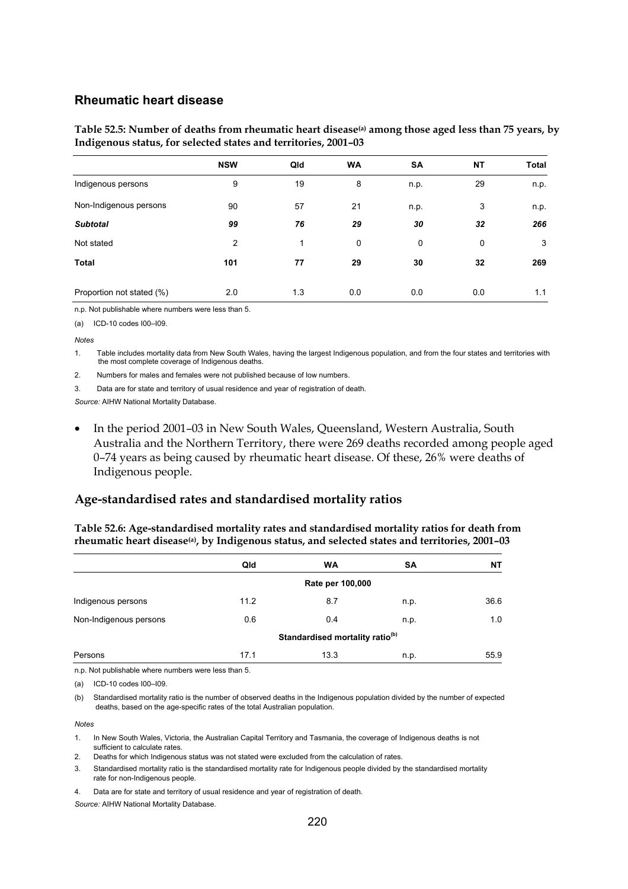## Rheumatic heart disease

**Table 52.5: Number of deaths from rheumatic heart disease[(a)] among those aged less than 75 years, by Indigenous status, for selected states and territories, 2001–03**

| | NSW | Qld | WA | SA | NT | Total |
|---|---|---|---|---|---|---|
| Indigenous persons | 9 | 19 | 8 | n.p. | 29 | n.p. |
| Non-Indigenous persons | 90 | 57 | 21 | n.p. | 3 | n.p. |
| ***Subtotal*** | ***99*** | ***76*** | ***29*** | ***30*** | ***32*** | ***266*** |
| Not stated | 2 | 1 | 0 | 0 | 0 | 3 |
| **Total** | **101** | **77** | **29** | **30** | **32** | **269** |
| Proportion not stated (%) | 2.0 | 1.3 | 0.0 | 0.0 | 0.0 | 1.1 |

n.p. Not publishable where numbers were less than 5.

(a) ICD-10 codes I00–I09.

*Notes*

1. Table includes mortality data from New South Wales, having the largest Indigenous population, and from the four states and territories with the most complete coverage of Indigenous deaths.
2. Numbers for males and females were not published because of low numbers.
3. Data are for state and territory of usual residence and year of registration of death.

*Source:* AIHW National Mortality Database.

- In the period 2001–03 in New South Wales, Queensland, Western Australia, South Australia and the Northern Territory, there were 269 deaths recorded among people aged 0–74 years as being caused by rheumatic heart disease. Of these, 26% were deaths of Indigenous people.

### Age-standardised rates and standardised mortality ratios

**Table 52.6: Age-standardised mortality rates and standardised mortality ratios for death from rheumatic heart disease[(a)], by Indigenous status, and selected states and territories, 2001–03**

| | Qld | WA | SA | NT |
|---|---|---|---|---|
| | | Rate per 100,000 | | |
| Indigenous persons | 11.2 | 8.7 | n.p. | 36.6 |
| Non-Indigenous persons | 0.6 | 0.4 | n.p. | 1.0 |
| | | Standardised mortality ratio[(b)] | | |
| Persons | 17.1 | 13.3 | n.p. | 55.9 |

n.p. Not publishable where numbers were less than 5.

(a) ICD-10 codes I00–I09.

(b) Standardised mortality ratio is the number of observed deaths in the Indigenous population divided by the number of expected deaths, based on the age-specific rates of the total Australian population.

*Notes*

1. In New South Wales, Victoria, the Australian Capital Territory and Tasmania, the coverage of Indigenous deaths is not sufficient to calculate rates.
2. Deaths for which Indigenous status was not stated were excluded from the calculation of rates.
3. Standardised mortality ratio is the standardised mortality rate for Indigenous people divided by the standardised mortality rate for non-Indigenous people.
4. Data are for state and territory of usual residence and year of registration of death.

*Source:* AIHW National Mortality Database.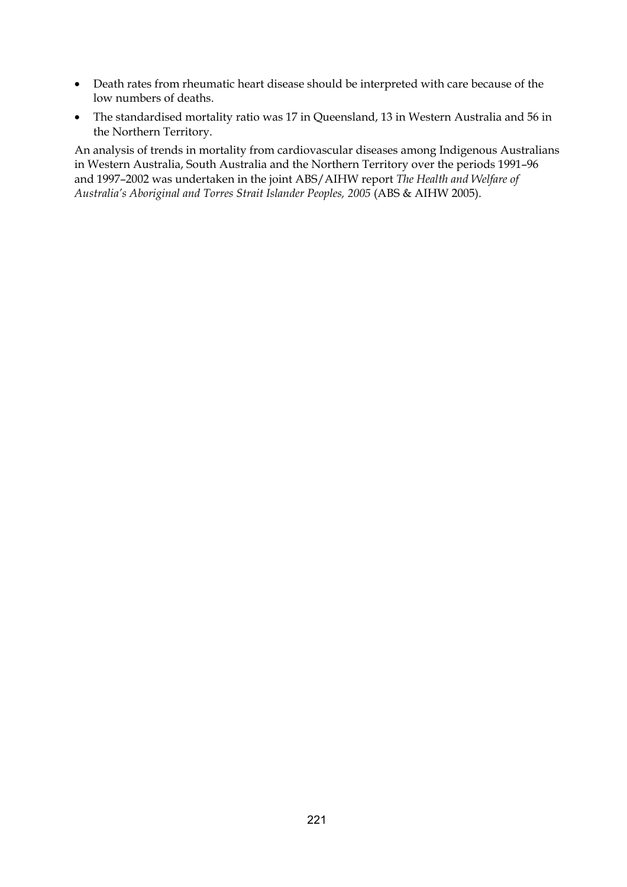- Death rates from rheumatic heart disease should be interpreted with care because of the low numbers of deaths.
- The standardised mortality ratio was 17 in Queensland, 13 in Western Australia and 56 in the Northern Territory.

An analysis of trends in mortality from cardiovascular diseases among Indigenous Australians in Western Australia, South Australia and the Northern Territory over the periods 1991–96 and 1997–2002 was undertaken in the joint ABS/AIHW report *The Health and Welfare of Australia's Aboriginal and Torres Strait Islander Peoples, 2005* (ABS & AIHW 2005).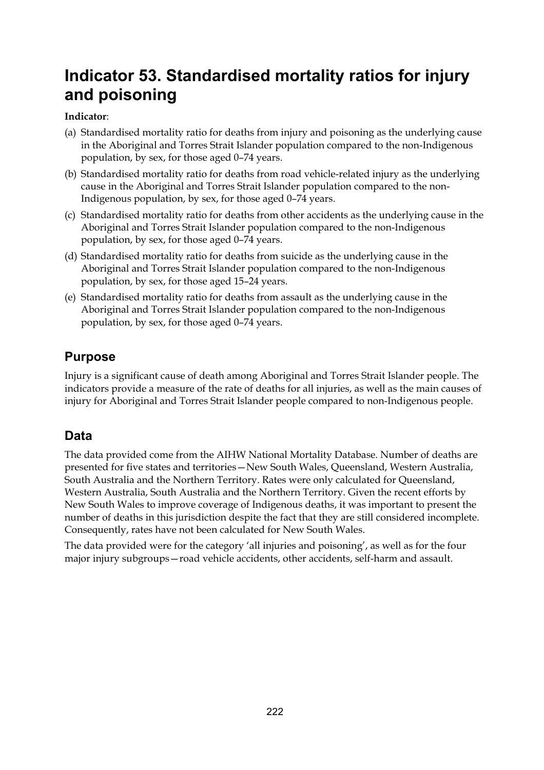# Indicator 53. Standardised mortality ratios for injury and poisoning

**Indicator**:

(a) Standardised mortality ratio for deaths from injury and poisoning as the underlying cause in the Aboriginal and Torres Strait Islander population compared to the non-Indigenous population, by sex, for those aged 0–74 years.

(b) Standardised mortality ratio for deaths from road vehicle-related injury as the underlying cause in the Aboriginal and Torres Strait Islander population compared to the non-Indigenous population, by sex, for those aged 0–74 years.

(c) Standardised mortality ratio for deaths from other accidents as the underlying cause in the Aboriginal and Torres Strait Islander population compared to the non-Indigenous population, by sex, for those aged 0–74 years.

(d) Standardised mortality ratio for deaths from suicide as the underlying cause in the Aboriginal and Torres Strait Islander population compared to the non-Indigenous population, by sex, for those aged 15–24 years.

(e) Standardised mortality ratio for deaths from assault as the underlying cause in the Aboriginal and Torres Strait Islander population compared to the non-Indigenous population, by sex, for those aged 0–74 years.

## Purpose

Injury is a significant cause of death among Aboriginal and Torres Strait Islander people. The indicators provide a measure of the rate of deaths for all injuries, as well as the main causes of injury for Aboriginal and Torres Strait Islander people compared to non-Indigenous people.

## Data

The data provided come from the AIHW National Mortality Database. Number of deaths are presented for five states and territories—New South Wales, Queensland, Western Australia, South Australia and the Northern Territory. Rates were only calculated for Queensland, Western Australia, South Australia and the Northern Territory. Given the recent efforts by New South Wales to improve coverage of Indigenous deaths, it was important to present the number of deaths in this jurisdiction despite the fact that they are still considered incomplete. Consequently, rates have not been calculated for New South Wales.

The data provided were for the category 'all injuries and poisoning', as well as for the four major injury subgroups—road vehicle accidents, other accidents, self-harm and assault.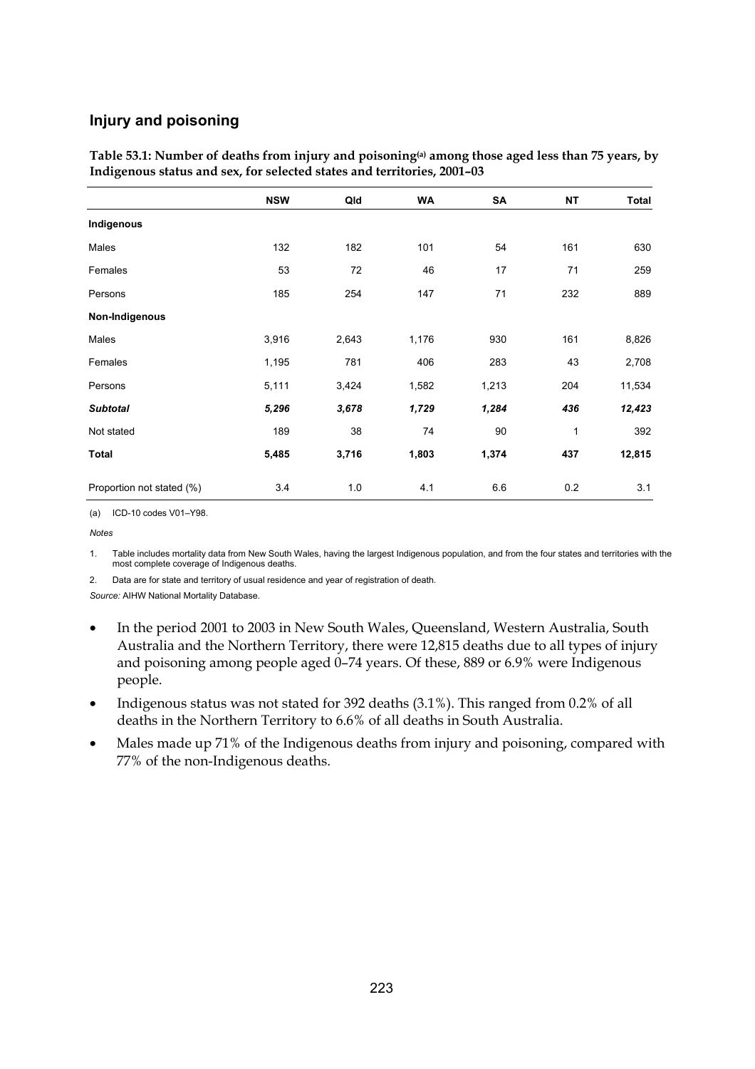## Injury and poisoning

**Table 53.1: Number of deaths from injury and poisoning[(a)] among those aged less than 75 years, by Indigenous status and sex, for selected states and territories, 2001–03**

| | NSW | Qld | WA | SA | NT | Total |
|---|---|---|---|---|---|---|
| **Indigenous** | | | | | | |
| Males | 132 | 182 | 101 | 54 | 161 | 630 |
| Females | 53 | 72 | 46 | 17 | 71 | 259 |
| Persons | 185 | 254 | 147 | 71 | 232 | 889 |
| **Non-Indigenous** | | | | | | |
| Males | 3,916 | 2,643 | 1,176 | 930 | 161 | 8,826 |
| Females | 1,195 | 781 | 406 | 283 | 43 | 2,708 |
| Persons | 5,111 | 3,424 | 1,582 | 1,213 | 204 | 11,534 |
| ***Subtotal*** | ***5,296*** | ***3,678*** | ***1,729*** | ***1,284*** | ***436*** | ***12,423*** |
| Not stated | 189 | 38 | 74 | 90 | 1 | 392 |
| **Total** | **5,485** | **3,716** | **1,803** | **1,374** | **437** | **12,815** |
| Proportion not stated (%) | 3.4 | 1.0 | 4.1 | 6.6 | 0.2 | 3.1 |

(a) ICD-10 codes V01–Y98.

*Notes*

1. Table includes mortality data from New South Wales, having the largest Indigenous population, and from the four states and territories with the most complete coverage of Indigenous deaths.
2. Data are for state and territory of usual residence and year of registration of death.

*Source:* AIHW National Mortality Database.

- In the period 2001 to 2003 in New South Wales, Queensland, Western Australia, South Australia and the Northern Territory, there were 12,815 deaths due to all types of injury and poisoning among people aged 0–74 years. Of these, 889 or 6.9% were Indigenous people.
- Indigenous status was not stated for 392 deaths (3.1%). This ranged from 0.2% of all deaths in the Northern Territory to 6.6% of all deaths in South Australia.
- Males made up 71% of the Indigenous deaths from injury and poisoning, compared with 77% of the non-Indigenous deaths.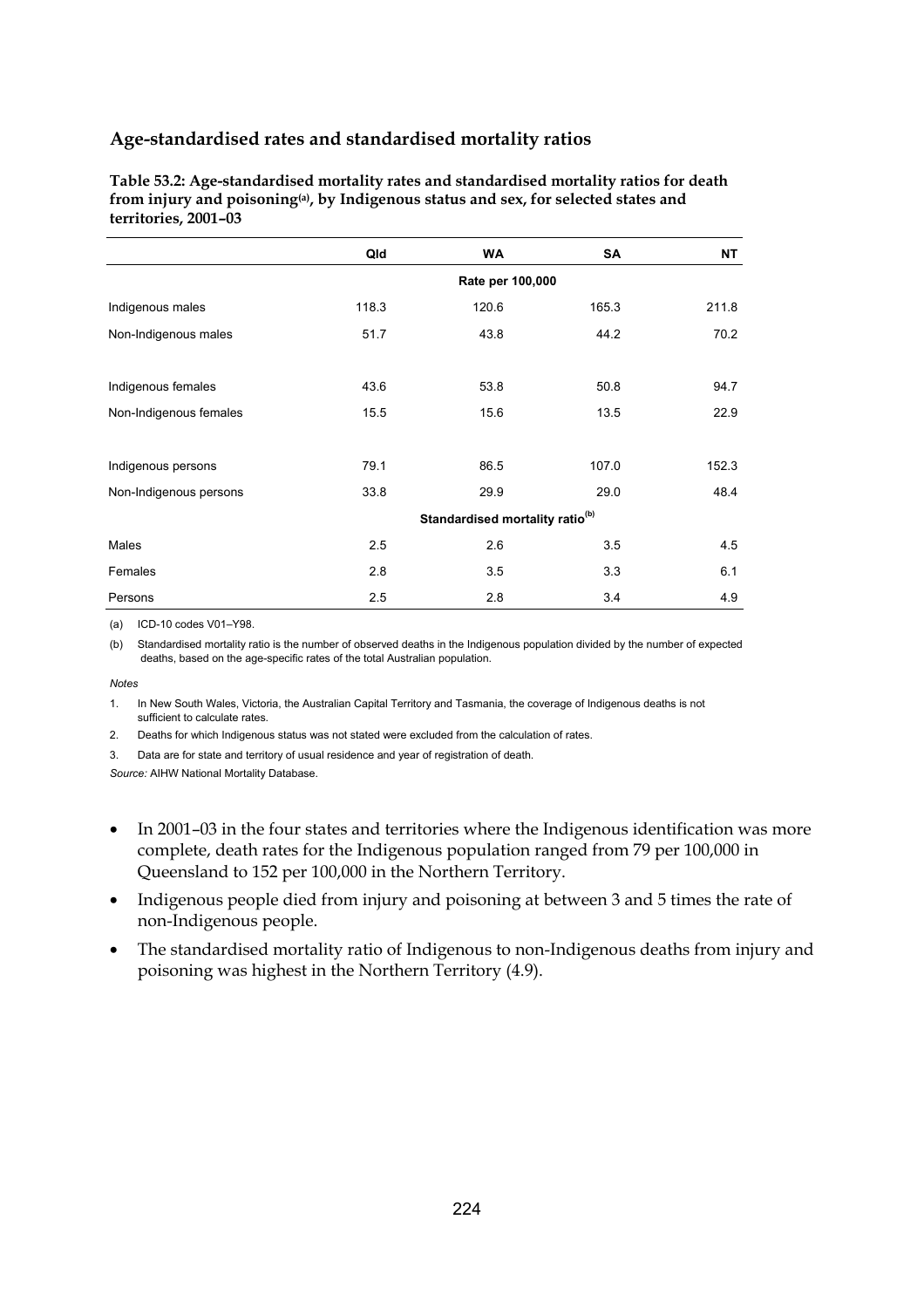## Age-standardised rates and standardised mortality ratios

**Table 53.2: Age-standardised mortality rates and standardised mortality ratios for death from injury and poisoning[(a)], by Indigenous status and sex, for selected states and territories, 2001–03**

| | Qld | WA | SA | NT |
|---|---|---|---|---|
| | | Rate per 100,000 | | |
| Indigenous males | 118.3 | 120.6 | 165.3 | 211.8 |
| Non-Indigenous males | 51.7 | 43.8 | 44.2 | 70.2 |
| Indigenous females | 43.6 | 53.8 | 50.8 | 94.7 |
| Non-Indigenous females | 15.5 | 15.6 | 13.5 | 22.9 |
| Indigenous persons | 79.1 | 86.5 | 107.0 | 152.3 |
| Non-Indigenous persons | 33.8 | 29.9 | 29.0 | 48.4 |
| | | Standardised mortality ratio[(b)] | | |
| Males | 2.5 | 2.6 | 3.5 | 4.5 |
| Females | 2.8 | 3.5 | 3.3 | 6.1 |
| Persons | 2.5 | 2.8 | 3.4 | 4.9 |

(a) ICD-10 codes V01–Y98.

(b) Standardised mortality ratio is the number of observed deaths in the Indigenous population divided by the number of expected deaths, based on the age-specific rates of the total Australian population.

*Notes*

1. In New South Wales, Victoria, the Australian Capital Territory and Tasmania, the coverage of Indigenous deaths is not sufficient to calculate rates.
2. Deaths for which Indigenous status was not stated were excluded from the calculation of rates.
3. Data are for state and territory of usual residence and year of registration of death.

*Source:* AIHW National Mortality Database.

- In 2001–03 in the four states and territories where the Indigenous identification was more complete, death rates for the Indigenous population ranged from 79 per 100,000 in Queensland to 152 per 100,000 in the Northern Territory.
- Indigenous people died from injury and poisoning at between 3 and 5 times the rate of non-Indigenous people.
- The standardised mortality ratio of Indigenous to non-Indigenous deaths from injury and poisoning was highest in the Northern Territory (4.9).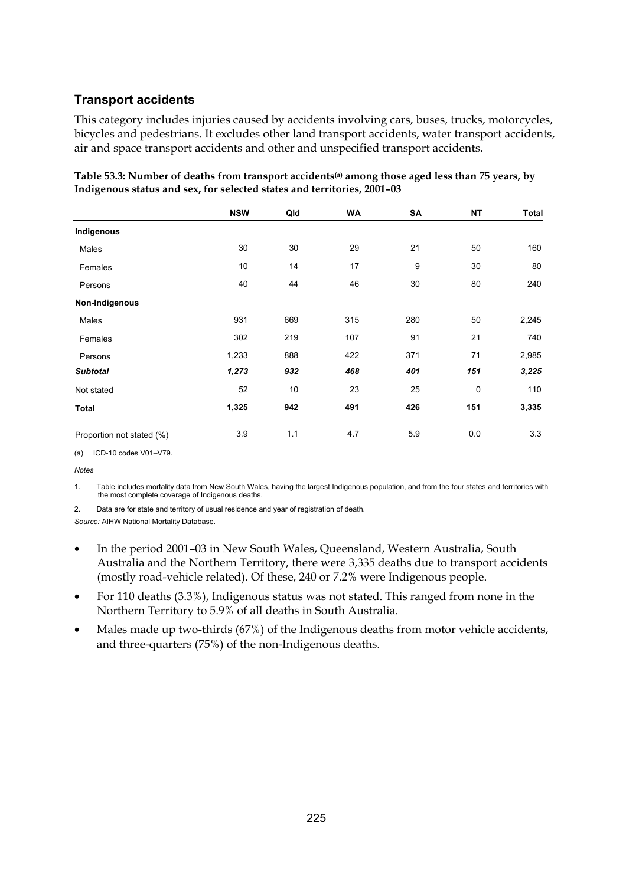## Transport accidents

This category includes injuries caused by accidents involving cars, buses, trucks, motorcycles, bicycles and pedestrians. It excludes other land transport accidents, water transport accidents, air and space transport accidents and other and unspecified transport accidents.

**Table 53.3: Number of deaths from transport accidents[(a)] among those aged less than 75 years, by Indigenous status and sex, for selected states and territories, 2001–03**

| | NSW | Qld | WA | SA | NT | Total |
|---|---|---|---|---|---|---|
| **Indigenous** | | | | | | |
| Males | 30 | 30 | 29 | 21 | 50 | 160 |
| Females | 10 | 14 | 17 | 9 | 30 | 80 |
| Persons | 40 | 44 | 46 | 30 | 80 | 240 |
| **Non-Indigenous** | | | | | | |
| Males | 931 | 669 | 315 | 280 | 50 | 2,245 |
| Females | 302 | 219 | 107 | 91 | 21 | 740 |
| Persons | 1,233 | 888 | 422 | 371 | 71 | 2,985 |
| ***Subtotal*** | ***1,273*** | ***932*** | ***468*** | ***401*** | ***151*** | ***3,225*** |
| Not stated | 52 | 10 | 23 | 25 | 0 | 110 |
| **Total** | **1,325** | **942** | **491** | **426** | **151** | **3,335** |
| Proportion not stated (%) | 3.9 | 1.1 | 4.7 | 5.9 | 0.0 | 3.3 |

(a) ICD-10 codes V01–V79.

*Notes*

1. Table includes mortality data from New South Wales, having the largest Indigenous population, and from the four states and territories with the most complete coverage of Indigenous deaths.
2. Data are for state and territory of usual residence and year of registration of death.

*Source:* AIHW National Mortality Database.

- In the period 2001–03 in New South Wales, Queensland, Western Australia, South Australia and the Northern Territory, there were 3,335 deaths due to transport accidents (mostly road-vehicle related). Of these, 240 or 7.2% were Indigenous people.
- For 110 deaths (3.3%), Indigenous status was not stated. This ranged from none in the Northern Territory to 5.9% of all deaths in South Australia.
- Males made up two-thirds (67%) of the Indigenous deaths from motor vehicle accidents, and three-quarters (75%) of the non-Indigenous deaths.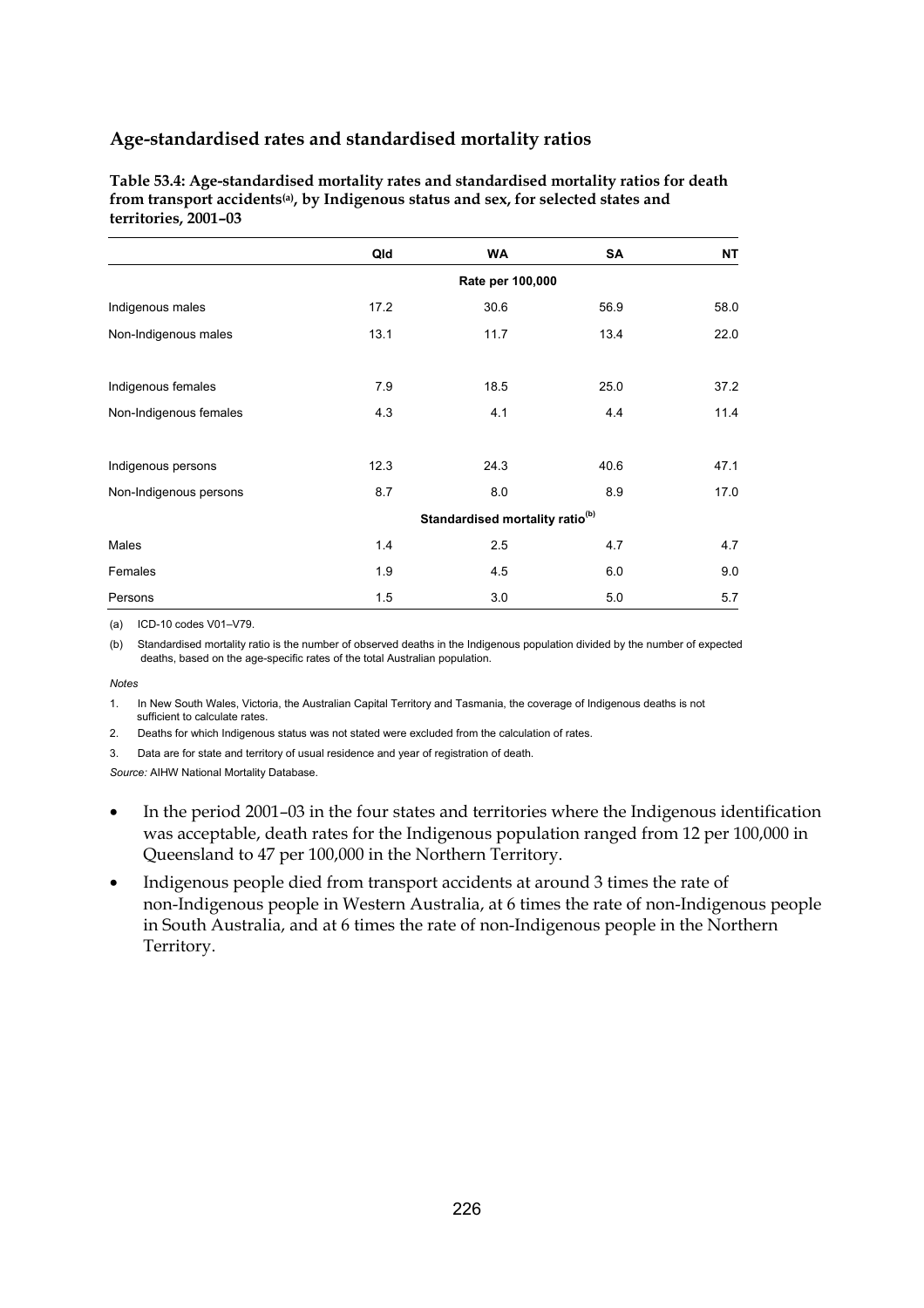## Age-standardised rates and standardised mortality ratios

**Table 53.4: Age-standardised mortality rates and standardised mortality ratios for death from transport accidents[(a)], by Indigenous status and sex, for selected states and territories, 2001–03**

| | Qld | WA | SA | NT |
|---|---|---|---|---|
| | | Rate per 100,000 | | |
| Indigenous males | 17.2 | 30.6 | 56.9 | 58.0 |
| Non-Indigenous males | 13.1 | 11.7 | 13.4 | 22.0 |
| Indigenous females | 7.9 | 18.5 | 25.0 | 37.2 |
| Non-Indigenous females | 4.3 | 4.1 | 4.4 | 11.4 |
| Indigenous persons | 12.3 | 24.3 | 40.6 | 47.1 |
| Non-Indigenous persons | 8.7 | 8.0 | 8.9 | 17.0 |
| | | Standardised mortality ratio[(b)] | | |
| Males | 1.4 | 2.5 | 4.7 | 4.7 |
| Females | 1.9 | 4.5 | 6.0 | 9.0 |
| Persons | 1.5 | 3.0 | 5.0 | 5.7 |

(a) ICD-10 codes V01–V79.

(b) Standardised mortality ratio is the number of observed deaths in the Indigenous population divided by the number of expected deaths, based on the age-specific rates of the total Australian population.

*Notes*

1. In New South Wales, Victoria, the Australian Capital Territory and Tasmania, the coverage of Indigenous deaths is not sufficient to calculate rates.
2. Deaths for which Indigenous status was not stated were excluded from the calculation of rates.
3. Data are for state and territory of usual residence and year of registration of death.

*Source:* AIHW National Mortality Database.

- In the period 2001–03 in the four states and territories where the Indigenous identification was acceptable, death rates for the Indigenous population ranged from 12 per 100,000 in Queensland to 47 per 100,000 in the Northern Territory.
- Indigenous people died from transport accidents at around 3 times the rate of non-Indigenous people in Western Australia, at 6 times the rate of non-Indigenous people in South Australia, and at 6 times the rate of non-Indigenous people in the Northern Territory.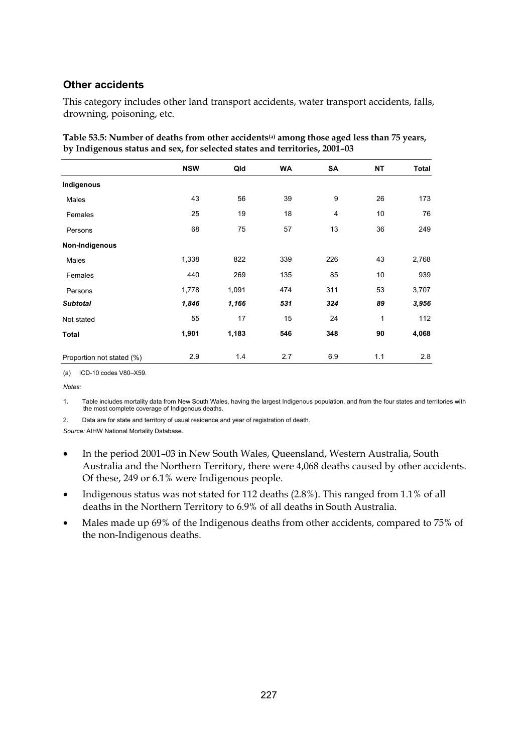## Other accidents

This category includes other land transport accidents, water transport accidents, falls, drowning, poisoning, etc.

**Table 53.5: Number of deaths from other accidents[(a)] among those aged less than 75 years, by Indigenous status and sex, for selected states and territories, 2001–03**

| | NSW | Qld | WA | SA | NT | Total |
|---|---|---|---|---|---|---|
| **Indigenous** | | | | | | |
| Males | 43 | 56 | 39 | 9 | 26 | 173 |
| Females | 25 | 19 | 18 | 4 | 10 | 76 |
| Persons | 68 | 75 | 57 | 13 | 36 | 249 |
| **Non-Indigenous** | | | | | | |
| Males | 1,338 | 822 | 339 | 226 | 43 | 2,768 |
| Females | 440 | 269 | 135 | 85 | 10 | 939 |
| Persons | 1,778 | 1,091 | 474 | 311 | 53 | 3,707 |
| ***Subtotal*** | ***1,846*** | ***1,166*** | ***531*** | ***324*** | ***89*** | ***3,956*** |
| Not stated | 55 | 17 | 15 | 24 | 1 | 112 |
| **Total** | **1,901** | **1,183** | **546** | **348** | **90** | **4,068** |
| Proportion not stated (%) | 2.9 | 1.4 | 2.7 | 6.9 | 1.1 | 2.8 |

(a) ICD-10 codes V80–X59.

*Notes:*

1. Table includes mortality data from New South Wales, having the largest Indigenous population, and from the four states and territories with the most complete coverage of Indigenous deaths.

2. Data are for state and territory of usual residence and year of registration of death.

*Source:* AIHW National Mortality Database.

- In the period 2001–03 in New South Wales, Queensland, Western Australia, South Australia and the Northern Territory, there were 4,068 deaths caused by other accidents. Of these, 249 or 6.1% were Indigenous people.
- Indigenous status was not stated for 112 deaths (2.8%). This ranged from 1.1% of all deaths in the Northern Territory to 6.9% of all deaths in South Australia.
- Males made up 69% of the Indigenous deaths from other accidents, compared to 75% of the non-Indigenous deaths.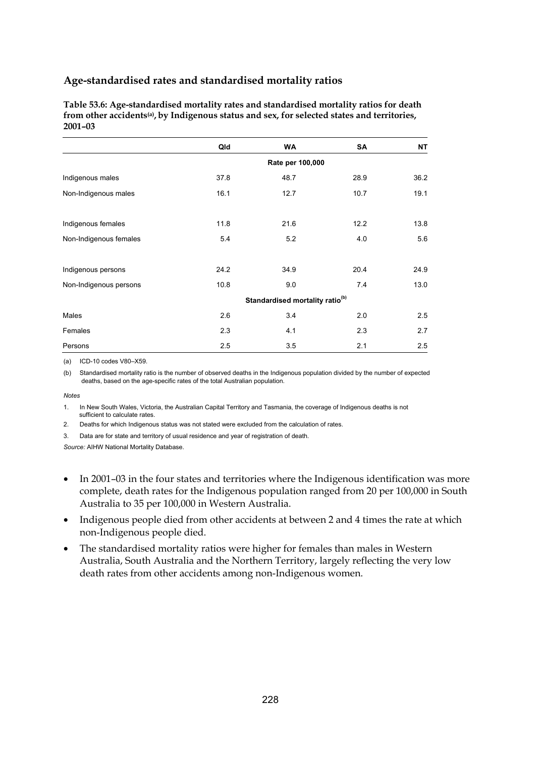## Age-standardised rates and standardised mortality ratios

**Table 53.6: Age-standardised mortality rates and standardised mortality ratios for death from other accidents[(a)], by Indigenous status and sex, for selected states and territories, 2001–03**

| | Qld | WA | SA | NT |
|---|---|---|---|---|
| | Rate per 100,000 | | | |
| Indigenous males | 37.8 | 48.7 | 28.9 | 36.2 |
| Non-Indigenous males | 16.1 | 12.7 | 10.7 | 19.1 |
| Indigenous females | 11.8 | 21.6 | 12.2 | 13.8 |
| Non-Indigenous females | 5.4 | 5.2 | 4.0 | 5.6 |
| Indigenous persons | 24.2 | 34.9 | 20.4 | 24.9 |
| Non-Indigenous persons | 10.8 | 9.0 | 7.4 | 13.0 |
| | Standardised mortality ratio[(b)] | | | |
| Males | 2.6 | 3.4 | 2.0 | 2.5 |
| Females | 2.3 | 4.1 | 2.3 | 2.7 |
| Persons | 2.5 | 3.5 | 2.1 | 2.5 |

(a) ICD-10 codes V80–X59.

(b) Standardised mortality ratio is the number of observed deaths in the Indigenous population divided by the number of expected deaths, based on the age-specific rates of the total Australian population.

*Notes*

1. In New South Wales, Victoria, the Australian Capital Territory and Tasmania, the coverage of Indigenous deaths is not sufficient to calculate rates.
2. Deaths for which Indigenous status was not stated were excluded from the calculation of rates.
3. Data are for state and territory of usual residence and year of registration of death.

*Source:* AIHW National Mortality Database.

- In 2001–03 in the four states and territories where the Indigenous identification was more complete, death rates for the Indigenous population ranged from 20 per 100,000 in South Australia to 35 per 100,000 in Western Australia.
- Indigenous people died from other accidents at between 2 and 4 times the rate at which non-Indigenous people died.
- The standardised mortality ratios were higher for females than males in Western Australia, South Australia and the Northern Territory, largely reflecting the very low death rates from other accidents among non-Indigenous women.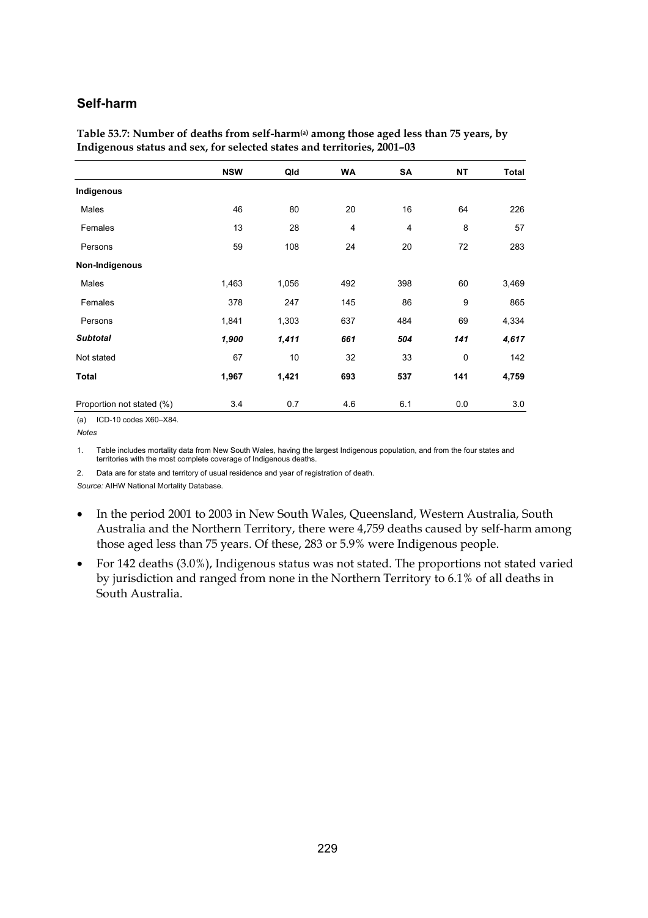## Self-harm

**Table 53.7: Number of deaths from self-harm[(a)] among those aged less than 75 years, by Indigenous status and sex, for selected states and territories, 2001–03**

| | NSW | Qld | WA | SA | NT | Total |
|---|---|---|---|---|---|---|
| **Indigenous** | | | | | | |
| Males | 46 | 80 | 20 | 16 | 64 | 226 |
| Females | 13 | 28 | 4 | 4 | 8 | 57 |
| Persons | 59 | 108 | 24 | 20 | 72 | 283 |
| **Non-Indigenous** | | | | | | |
| Males | 1,463 | 1,056 | 492 | 398 | 60 | 3,469 |
| Females | 378 | 247 | 145 | 86 | 9 | 865 |
| Persons | 1,841 | 1,303 | 637 | 484 | 69 | 4,334 |
| ***Subtotal*** | ***1,900*** | ***1,411*** | ***661*** | ***504*** | ***141*** | ***4,617*** |
| Not stated | 67 | 10 | 32 | 33 | 0 | 142 |
| **Total** | **1,967** | **1,421** | **693** | **537** | **141** | **4,759** |
| Proportion not stated (%) | 3.4 | 0.7 | 4.6 | 6.1 | 0.0 | 3.0 |

(a) ICD-10 codes X60–X84.

*Notes*

1. Table includes mortality data from New South Wales, having the largest Indigenous population, and from the four states and territories with the most complete coverage of Indigenous deaths.

2. Data are for state and territory of usual residence and year of registration of death.

*Source:* AIHW National Mortality Database.

- In the period 2001 to 2003 in New South Wales, Queensland, Western Australia, South Australia and the Northern Territory, there were 4,759 deaths caused by self-harm among those aged less than 75 years. Of these, 283 or 5.9% were Indigenous people.
- For 142 deaths (3.0%), Indigenous status was not stated. The proportions not stated varied by jurisdiction and ranged from none in the Northern Territory to 6.1% of all deaths in South Australia.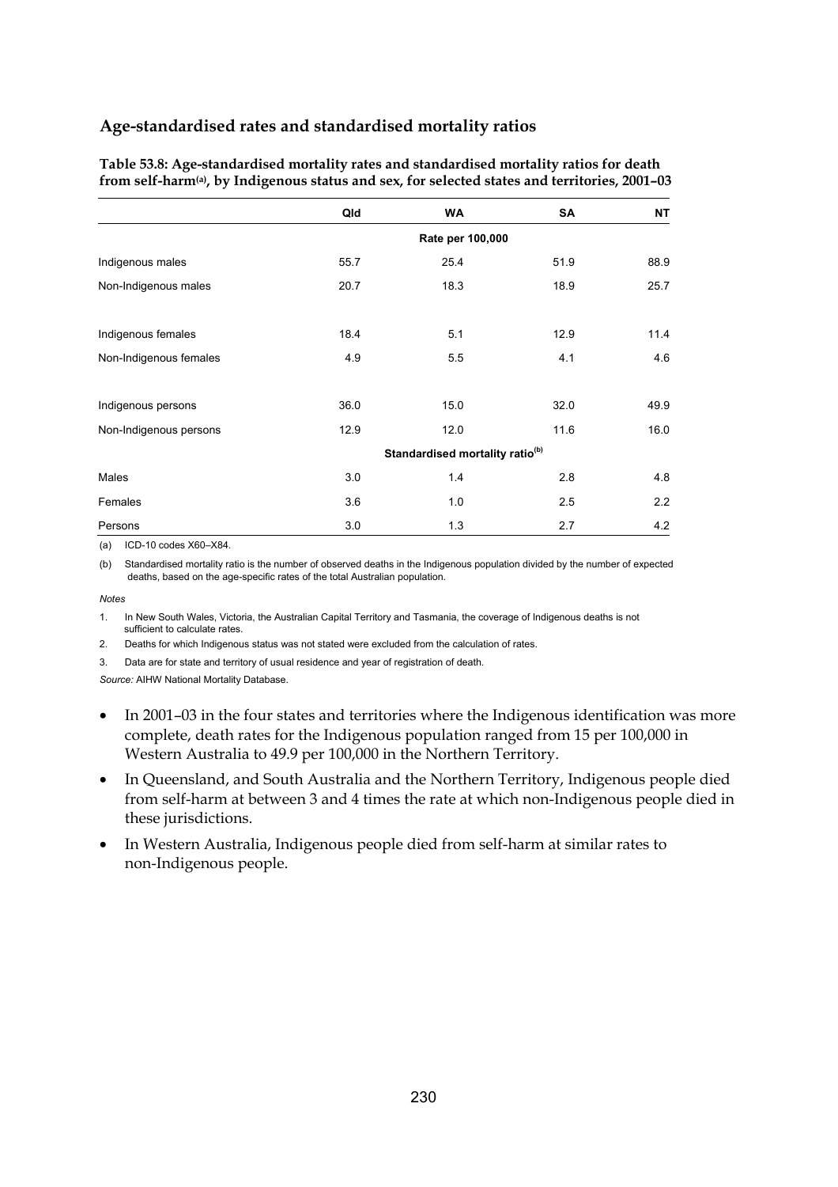## Age-standardised rates and standardised mortality ratios

**Table 53.8: Age-standardised mortality rates and standardised mortality ratios for death from self-harm[(a)], by Indigenous status and sex, for selected states and territories, 2001–03**

| | Qld | WA | SA | NT |
|---|---|---|---|---|
| | | **Rate per 100,000** | | |
| Indigenous males | 55.7 | 25.4 | 51.9 | 88.9 |
| Non-Indigenous males | 20.7 | 18.3 | 18.9 | 25.7 |
| Indigenous females | 18.4 | 5.1 | 12.9 | 11.4 |
| Non-Indigenous females | 4.9 | 5.5 | 4.1 | 4.6 |
| Indigenous persons | 36.0 | 15.0 | 32.0 | 49.9 |
| Non-Indigenous persons | 12.9 | 12.0 | 11.6 | 16.0 |
| | | **Standardised mortality ratio[(b)]** | | |
| Males | 3.0 | 1.4 | 2.8 | 4.8 |
| Females | 3.6 | 1.0 | 2.5 | 2.2 |
| Persons | 3.0 | 1.3 | 2.7 | 4.2 |

(a) ICD-10 codes X60–X84.

(b) Standardised mortality ratio is the number of observed deaths in the Indigenous population divided by the number of expected deaths, based on the age-specific rates of the total Australian population.

*Notes*

1. In New South Wales, Victoria, the Australian Capital Territory and Tasmania, the coverage of Indigenous deaths is not sufficient to calculate rates.
2. Deaths for which Indigenous status was not stated were excluded from the calculation of rates.
3. Data are for state and territory of usual residence and year of registration of death.

*Source:* AIHW National Mortality Database.

- In 2001–03 in the four states and territories where the Indigenous identification was more complete, death rates for the Indigenous population ranged from 15 per 100,000 in Western Australia to 49.9 per 100,000 in the Northern Territory.
- In Queensland, and South Australia and the Northern Territory, Indigenous people died from self-harm at between 3 and 4 times the rate at which non-Indigenous people died in these jurisdictions.
- In Western Australia, Indigenous people died from self-harm at similar rates to non-Indigenous people.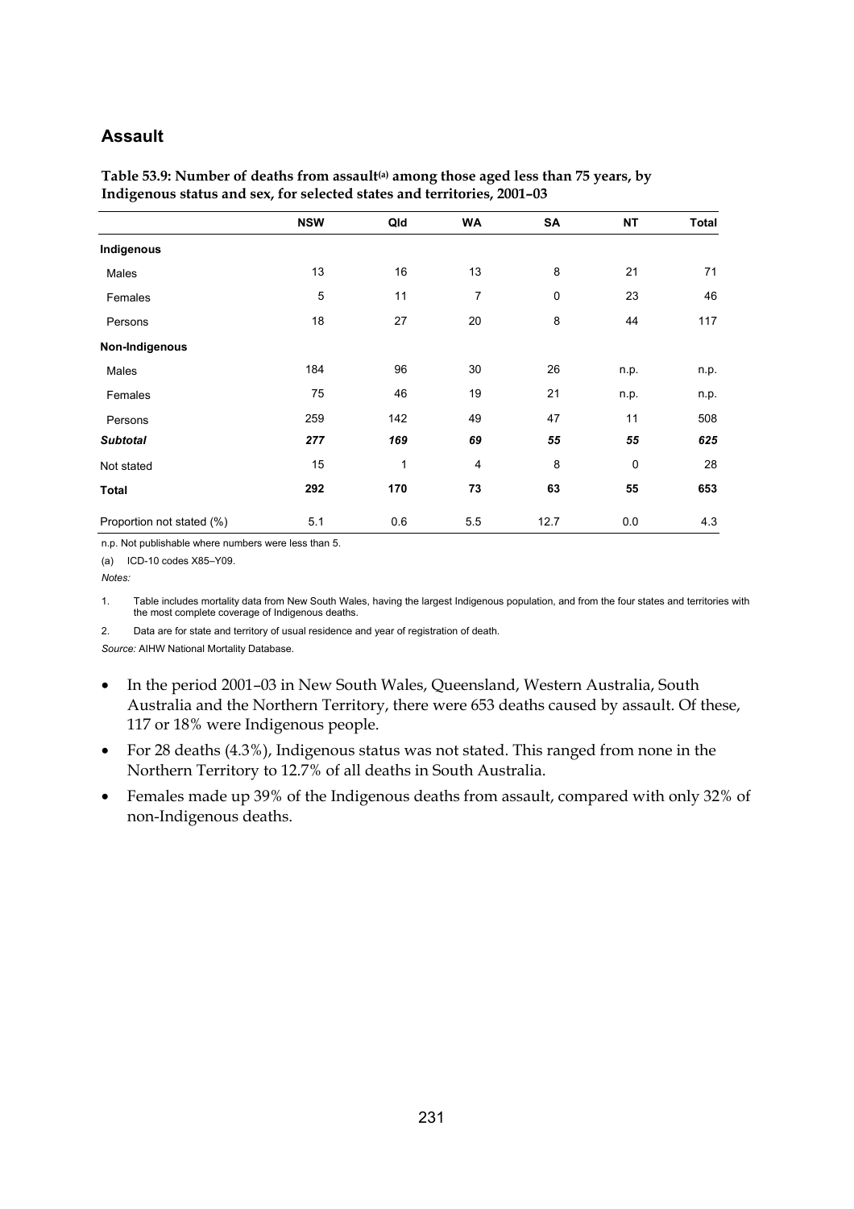## Assault

**Table 53.9: Number of deaths from assault[(a)] among those aged less than 75 years, by Indigenous status and sex, for selected states and territories, 2001–03**

| | NSW | Qld | WA | SA | NT | Total |
|---|---|---|---|---|---|---|
| **Indigenous** | | | | | | |
| Males | 13 | 16 | 13 | 8 | 21 | 71 |
| Females | 5 | 11 | 7 | 0 | 23 | 46 |
| Persons | 18 | 27 | 20 | 8 | 44 | 117 |
| **Non-Indigenous** | | | | | | |
| Males | 184 | 96 | 30 | 26 | n.p. | n.p. |
| Females | 75 | 46 | 19 | 21 | n.p. | n.p. |
| Persons | 259 | 142 | 49 | 47 | 11 | 508 |
| ***Subtotal*** | ***277*** | ***169*** | ***69*** | ***55*** | ***55*** | ***625*** |
| Not stated | 15 | 1 | 4 | 8 | 0 | 28 |
| **Total** | **292** | **170** | **73** | **63** | **55** | **653** |
| Proportion not stated (%) | 5.1 | 0.6 | 5.5 | 12.7 | 0.0 | 4.3 |

n.p. Not publishable where numbers were less than 5.

(a) ICD-10 codes X85–Y09.

*Notes:*

1. Table includes mortality data from New South Wales, having the largest Indigenous population, and from the four states and territories with the most complete coverage of Indigenous deaths.
2. Data are for state and territory of usual residence and year of registration of death.

*Source:* AIHW National Mortality Database.

- In the period 2001–03 in New South Wales, Queensland, Western Australia, South Australia and the Northern Territory, there were 653 deaths caused by assault. Of these, 117 or 18% were Indigenous people.
- For 28 deaths (4.3%), Indigenous status was not stated. This ranged from none in the Northern Territory to 12.7% of all deaths in South Australia.
- Females made up 39% of the Indigenous deaths from assault, compared with only 32% of non-Indigenous deaths.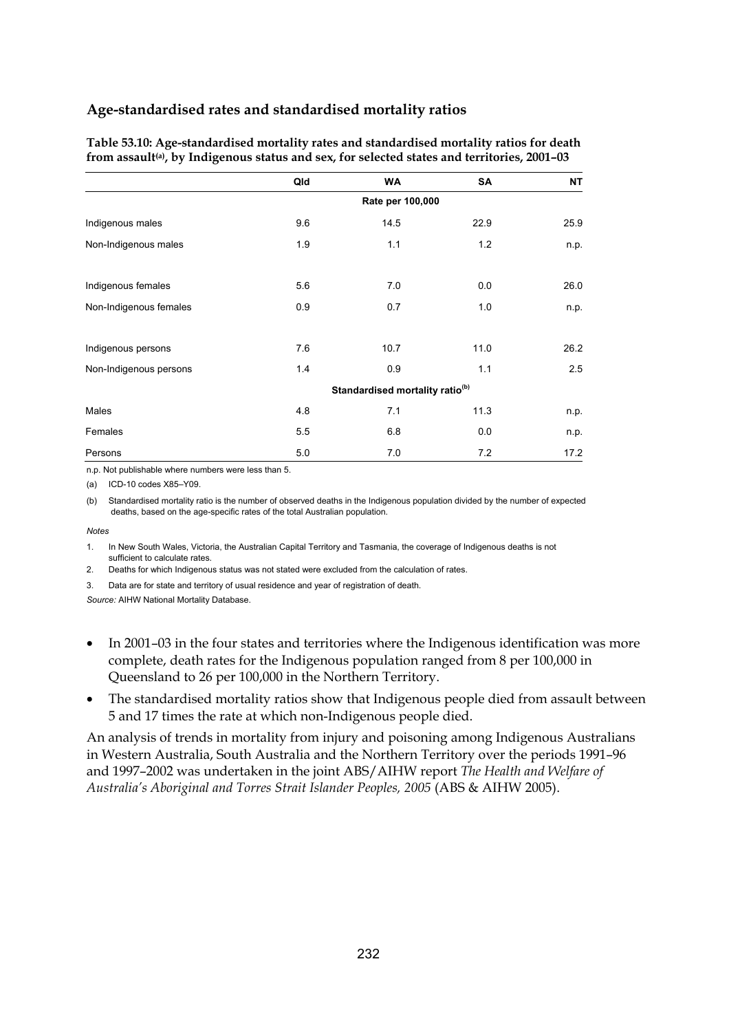## Age-standardised rates and standardised mortality ratios

**Table 53.10: Age-standardised mortality rates and standardised mortality ratios for death from assault[(a)], by Indigenous status and sex, for selected states and territories, 2001–03**

| | Qld | WA | SA | NT |
|---|---|---|---|---|
| | | Rate per 100,000 | | |
| Indigenous males | 9.6 | 14.5 | 22.9 | 25.9 |
| Non-Indigenous males | 1.9 | 1.1 | 1.2 | n.p. |
| Indigenous females | 5.6 | 7.0 | 0.0 | 26.0 |
| Non-Indigenous females | 0.9 | 0.7 | 1.0 | n.p. |
| Indigenous persons | 7.6 | 10.7 | 11.0 | 26.2 |
| Non-Indigenous persons | 1.4 | 0.9 | 1.1 | 2.5 |
| | | Standardised mortality ratio[(b)] | | |
| Males | 4.8 | 7.1 | 11.3 | n.p. |
| Females | 5.5 | 6.8 | 0.0 | n.p. |
| Persons | 5.0 | 7.0 | 7.2 | 17.2 |

n.p. Not publishable where numbers were less than 5.

(a) ICD-10 codes X85–Y09.

(b) Standardised mortality ratio is the number of observed deaths in the Indigenous population divided by the number of expected deaths, based on the age-specific rates of the total Australian population.

*Notes*

1. In New South Wales, Victoria, the Australian Capital Territory and Tasmania, the coverage of Indigenous deaths is not sufficient to calculate rates.
2. Deaths for which Indigenous status was not stated were excluded from the calculation of rates.
3. Data are for state and territory of usual residence and year of registration of death.

*Source:* AIHW National Mortality Database.

- In 2001–03 in the four states and territories where the Indigenous identification was more complete, death rates for the Indigenous population ranged from 8 per 100,000 in Queensland to 26 per 100,000 in the Northern Territory.
- The standardised mortality ratios show that Indigenous people died from assault between 5 and 17 times the rate at which non-Indigenous people died.

An analysis of trends in mortality from injury and poisoning among Indigenous Australians in Western Australia, South Australia and the Northern Territory over the periods 1991–96 and 1997–2002 was undertaken in the joint ABS/AIHW report *The Health and Welfare of Australia's Aboriginal and Torres Strait Islander Peoples, 2005* (ABS & AIHW 2005).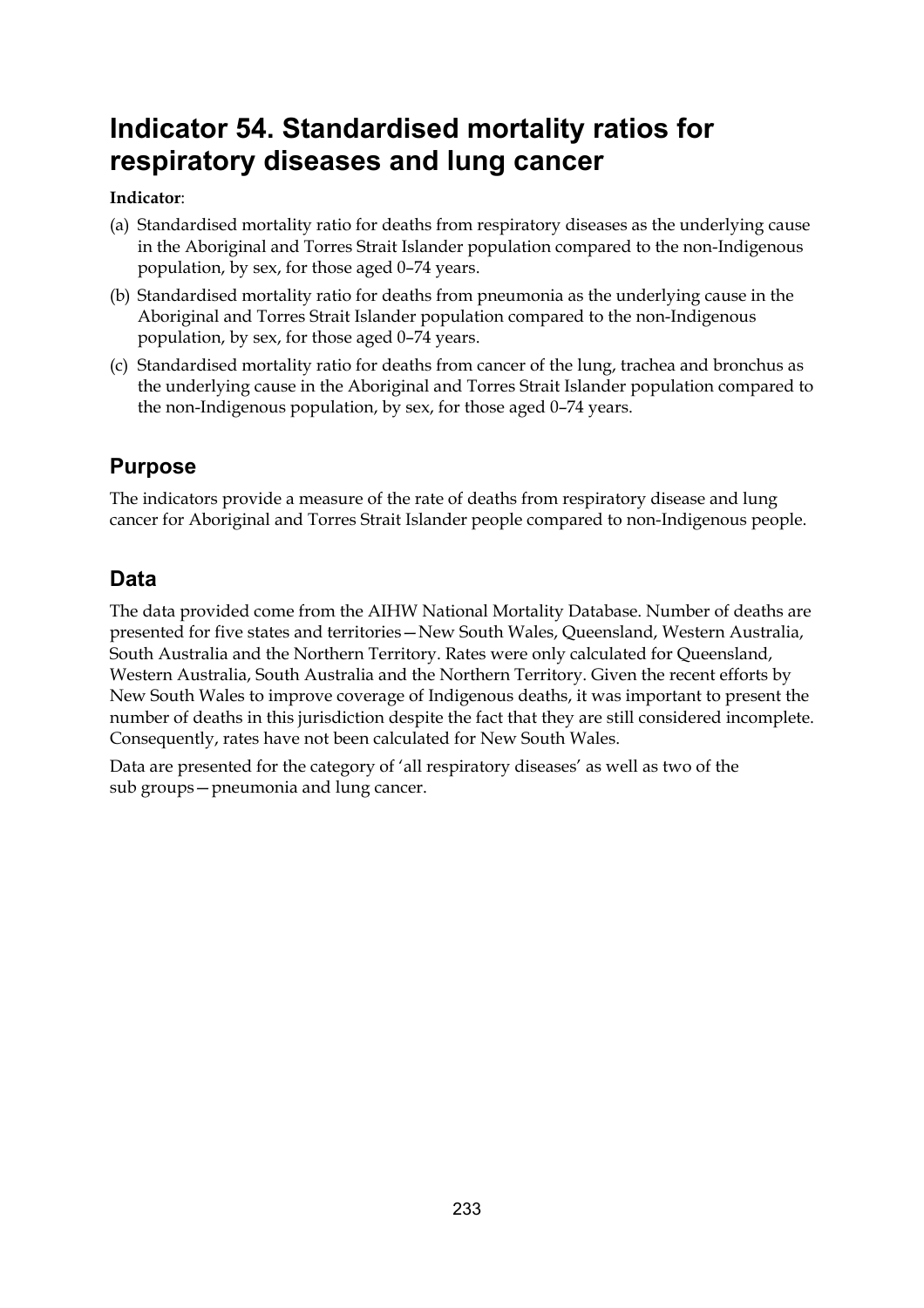# Indicator 54. Standardised mortality ratios for respiratory diseases and lung cancer

**Indicator**:

(a) Standardised mortality ratio for deaths from respiratory diseases as the underlying cause in the Aboriginal and Torres Strait Islander population compared to the non-Indigenous population, by sex, for those aged 0–74 years.

(b) Standardised mortality ratio for deaths from pneumonia as the underlying cause in the Aboriginal and Torres Strait Islander population compared to the non-Indigenous population, by sex, for those aged 0–74 years.

(c) Standardised mortality ratio for deaths from cancer of the lung, trachea and bronchus as the underlying cause in the Aboriginal and Torres Strait Islander population compared to the non-Indigenous population, by sex, for those aged 0–74 years.

## Purpose

The indicators provide a measure of the rate of deaths from respiratory disease and lung cancer for Aboriginal and Torres Strait Islander people compared to non-Indigenous people.

## Data

The data provided come from the AIHW National Mortality Database. Number of deaths are presented for five states and territories—New South Wales, Queensland, Western Australia, South Australia and the Northern Territory. Rates were only calculated for Queensland, Western Australia, South Australia and the Northern Territory. Given the recent efforts by New South Wales to improve coverage of Indigenous deaths, it was important to present the number of deaths in this jurisdiction despite the fact that they are still considered incomplete. Consequently, rates have not been calculated for New South Wales.

Data are presented for the category of 'all respiratory diseases' as well as two of the sub groups—pneumonia and lung cancer.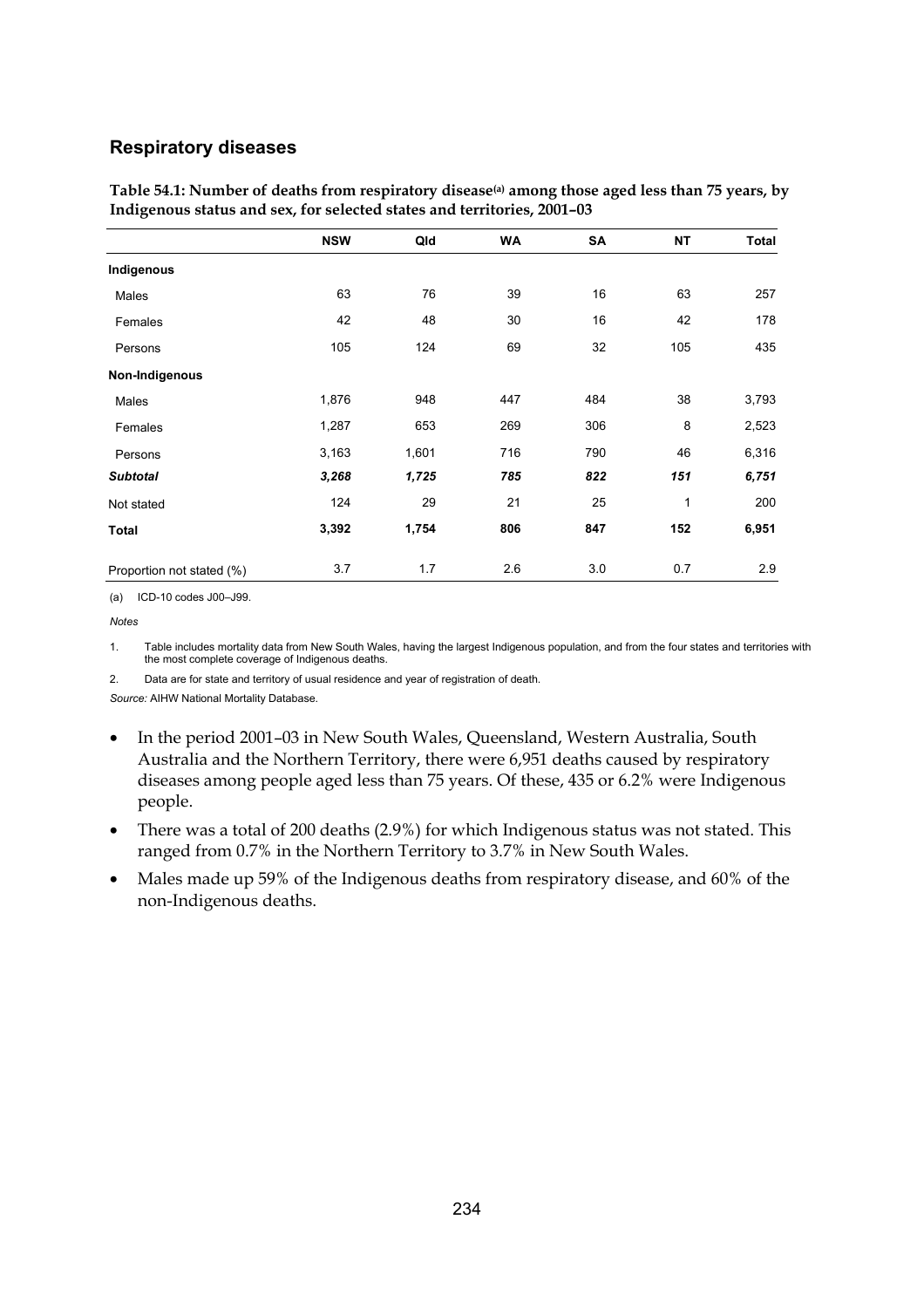## Respiratory diseases

**Table 54.1: Number of deaths from respiratory disease[(a)] among those aged less than 75 years, by Indigenous status and sex, for selected states and territories, 2001–03**

| | NSW | Qld | WA | SA | NT | Total |
|---|---|---|---|---|---|---|
| **Indigenous** | | | | | | |
| Males | 63 | 76 | 39 | 16 | 63 | 257 |
| Females | 42 | 48 | 30 | 16 | 42 | 178 |
| Persons | 105 | 124 | 69 | 32 | 105 | 435 |
| **Non-Indigenous** | | | | | | |
| Males | 1,876 | 948 | 447 | 484 | 38 | 3,793 |
| Females | 1,287 | 653 | 269 | 306 | 8 | 2,523 |
| Persons | 3,163 | 1,601 | 716 | 790 | 46 | 6,316 |
| ***Subtotal*** | ***3,268*** | ***1,725*** | ***785*** | ***822*** | ***151*** | ***6,751*** |
| Not stated | 124 | 29 | 21 | 25 | 1 | 200 |
| **Total** | **3,392** | **1,754** | **806** | **847** | **152** | **6,951** |
| Proportion not stated (%) | 3.7 | 1.7 | 2.6 | 3.0 | 0.7 | 2.9 |

(a) ICD-10 codes J00–J99.

*Notes*

1. Table includes mortality data from New South Wales, having the largest Indigenous population, and from the four states and territories with the most complete coverage of Indigenous deaths.
2. Data are for state and territory of usual residence and year of registration of death.

*Source:* AIHW National Mortality Database.

- In the period 2001–03 in New South Wales, Queensland, Western Australia, South Australia and the Northern Territory, there were 6,951 deaths caused by respiratory diseases among people aged less than 75 years. Of these, 435 or 6.2% were Indigenous people.
- There was a total of 200 deaths (2.9%) for which Indigenous status was not stated. This ranged from 0.7% in the Northern Territory to 3.7% in New South Wales.
- Males made up 59% of the Indigenous deaths from respiratory disease, and 60% of the non-Indigenous deaths.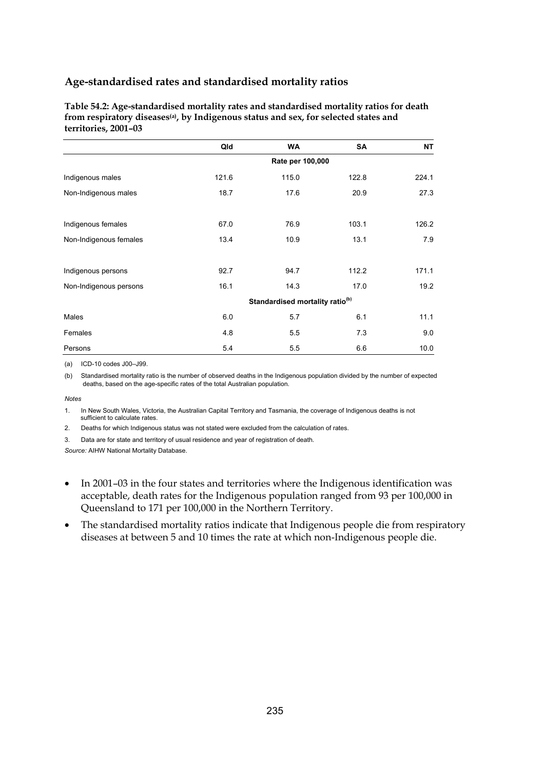## Age-standardised rates and standardised mortality ratios

**Table 54.2: Age-standardised mortality rates and standardised mortality ratios for death from respiratory diseases(a), by Indigenous status and sex, for selected states and territories, 2001–03**

| | Qld | WA | SA | NT |
|---|---|---|---|---|
| | | **Rate per 100,000** | | |
| Indigenous males | 121.6 | 115.0 | 122.8 | 224.1 |
| Non-Indigenous males | 18.7 | 17.6 | 20.9 | 27.3 |
| Indigenous females | 67.0 | 76.9 | 103.1 | 126.2 |
| Non-Indigenous females | 13.4 | 10.9 | 13.1 | 7.9 |
| Indigenous persons | 92.7 | 94.7 | 112.2 | 171.1 |
| Non-Indigenous persons | 16.1 | 14.3 | 17.0 | 19.2 |
| | | **Standardised mortality ratio(b)** | | |
| Males | 6.0 | 5.7 | 6.1 | 11.1 |
| Females | 4.8 | 5.5 | 7.3 | 9.0 |
| Persons | 5.4 | 5.5 | 6.6 | 10.0 |

(a) ICD-10 codes J00–J99.

(b) Standardised mortality ratio is the number of observed deaths in the Indigenous population divided by the number of expected deaths, based on the age-specific rates of the total Australian population.

*Notes*

1. In New South Wales, Victoria, the Australian Capital Territory and Tasmania, the coverage of Indigenous deaths is not sufficient to calculate rates.
2. Deaths for which Indigenous status was not stated were excluded from the calculation of rates.
3. Data are for state and territory of usual residence and year of registration of death.

*Source:* AIHW National Mortality Database.

- In 2001–03 in the four states and territories where the Indigenous identification was acceptable, death rates for the Indigenous population ranged from 93 per 100,000 in Queensland to 171 per 100,000 in the Northern Territory.
- The standardised mortality ratios indicate that Indigenous people die from respiratory diseases at between 5 and 10 times the rate at which non-Indigenous people die.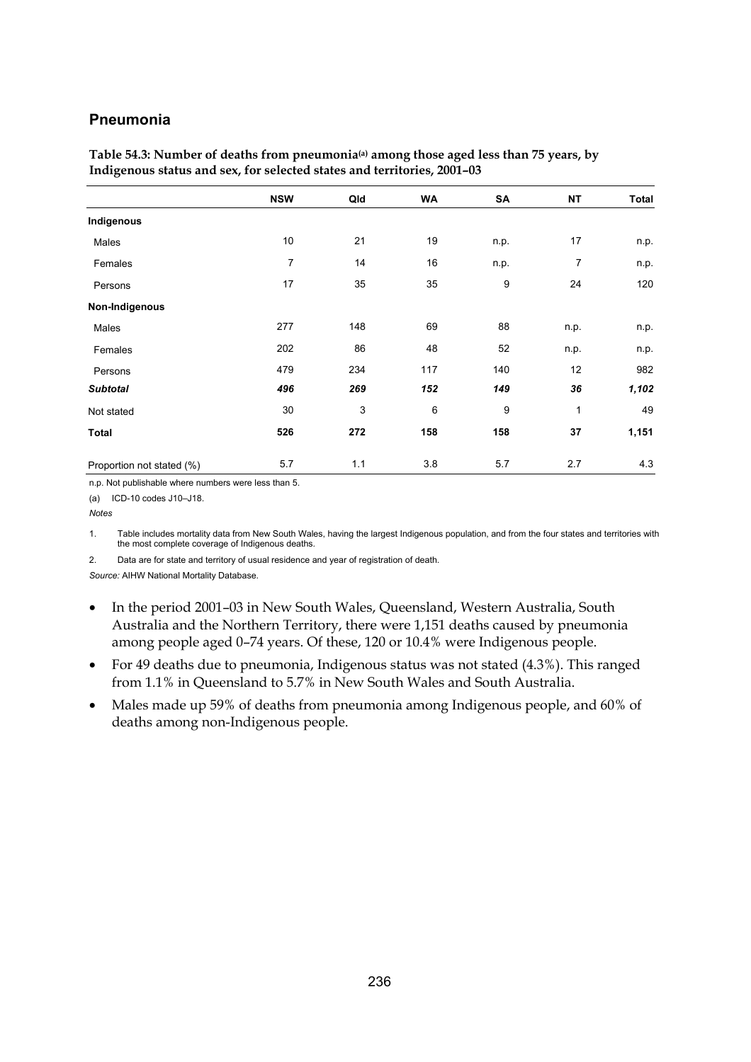## Pneumonia

**Table 54.3: Number of deaths from pneumonia[(a)] among those aged less than 75 years, by Indigenous status and sex, for selected states and territories, 2001–03**

| | NSW | Qld | WA | SA | NT | Total |
|---|---|---|---|---|---|---|
| **Indigenous** | | | | | | |
| Males | 10 | 21 | 19 | n.p. | 17 | n.p. |
| Females | 7 | 14 | 16 | n.p. | 7 | n.p. |
| Persons | 17 | 35 | 35 | 9 | 24 | 120 |
| **Non-Indigenous** | | | | | | |
| Males | 277 | 148 | 69 | 88 | n.p. | n.p. |
| Females | 202 | 86 | 48 | 52 | n.p. | n.p. |
| Persons | 479 | 234 | 117 | 140 | 12 | 982 |
| ***Subtotal*** | ***496*** | ***269*** | ***152*** | ***149*** | ***36*** | ***1,102*** |
| Not stated | 30 | 3 | 6 | 9 | 1 | 49 |
| **Total** | **526** | **272** | **158** | **158** | **37** | **1,151** |
| Proportion not stated (%) | 5.7 | 1.1 | 3.8 | 5.7 | 2.7 | 4.3 |

n.p. Not publishable where numbers were less than 5.

(a) ICD-10 codes J10–J18.

*Notes*

1. Table includes mortality data from New South Wales, having the largest Indigenous population, and from the four states and territories with the most complete coverage of Indigenous deaths.
2. Data are for state and territory of usual residence and year of registration of death.

*Source:* AIHW National Mortality Database.

- In the period 2001–03 in New South Wales, Queensland, Western Australia, South Australia and the Northern Territory, there were 1,151 deaths caused by pneumonia among people aged 0–74 years. Of these, 120 or 10.4% were Indigenous people.
- For 49 deaths due to pneumonia, Indigenous status was not stated (4.3%). This ranged from 1.1% in Queensland to 5.7% in New South Wales and South Australia.
- Males made up 59% of deaths from pneumonia among Indigenous people, and 60% of deaths among non-Indigenous people.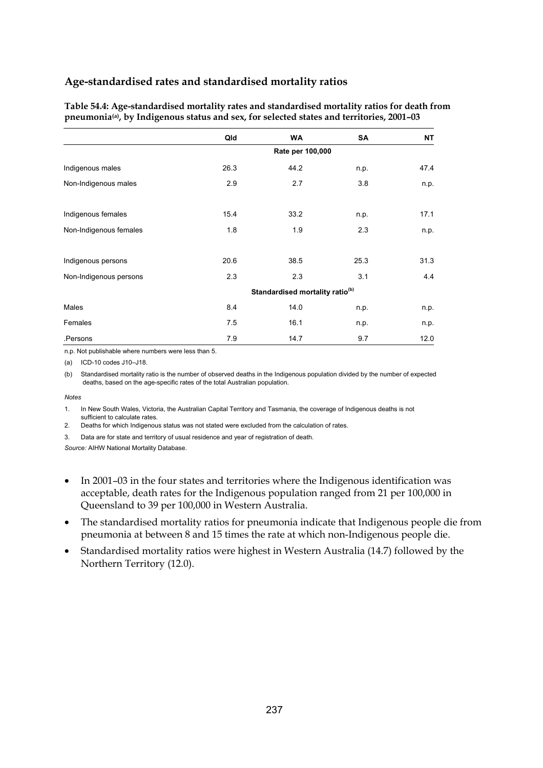## Age-standardised rates and standardised mortality ratios

**Table 54.4: Age-standardised mortality rates and standardised mortality ratios for death from pneumonia[(a)], by Indigenous status and sex, for selected states and territories, 2001–03**

| | Qld | WA | SA | NT |
|---|---|---|---|---|
| | | Rate per 100,000 | | |
| Indigenous males | 26.3 | 44.2 | n.p. | 47.4 |
| Non-Indigenous males | 2.9 | 2.7 | 3.8 | n.p. |
| Indigenous females | 15.4 | 33.2 | n.p. | 17.1 |
| Non-Indigenous females | 1.8 | 1.9 | 2.3 | n.p. |
| Indigenous persons | 20.6 | 38.5 | 25.3 | 31.3 |
| Non-Indigenous persons | 2.3 | 2.3 | 3.1 | 4.4 |
| | | Standardised mortality ratio[(b)] | | |
| Males | 8.4 | 14.0 | n.p. | n.p. |
| Females | 7.5 | 16.1 | n.p. | n.p. |
| .Persons | 7.9 | 14.7 | 9.7 | 12.0 |

n.p. Not publishable where numbers were less than 5.

(a) ICD-10 codes J10–J18.

(b) Standardised mortality ratio is the number of observed deaths in the Indigenous population divided by the number of expected deaths, based on the age-specific rates of the total Australian population.

*Notes*

1. In New South Wales, Victoria, the Australian Capital Territory and Tasmania, the coverage of Indigenous deaths is not sufficient to calculate rates.
2. Deaths for which Indigenous status was not stated were excluded from the calculation of rates.
3. Data are for state and territory of usual residence and year of registration of death.

*Source:* AIHW National Mortality Database.

- In 2001–03 in the four states and territories where the Indigenous identification was acceptable, death rates for the Indigenous population ranged from 21 per 100,000 in Queensland to 39 per 100,000 in Western Australia.
- The standardised mortality ratios for pneumonia indicate that Indigenous people die from pneumonia at between 8 and 15 times the rate at which non-Indigenous people die.
- Standardised mortality ratios were highest in Western Australia (14.7) followed by the Northern Territory (12.0).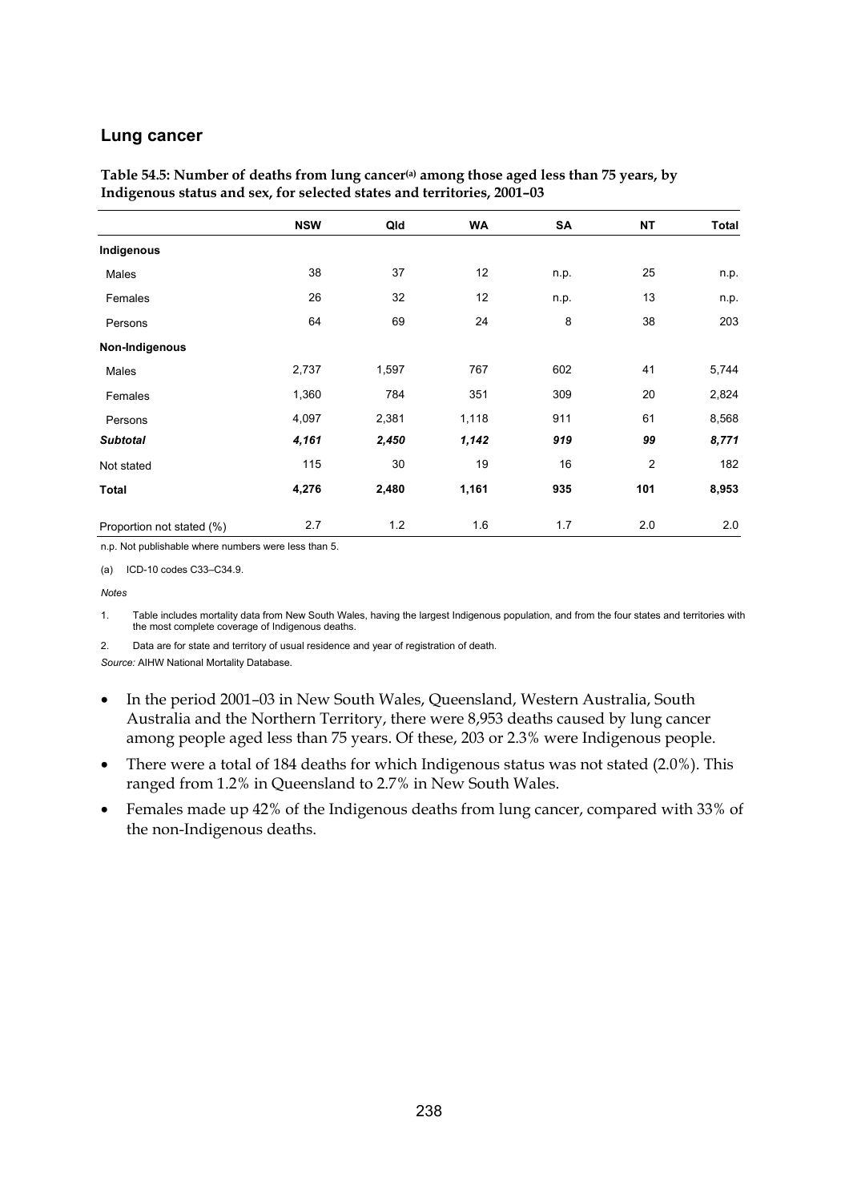## Lung cancer

**Table 54.5: Number of deaths from lung cancer[(a)] among those aged less than 75 years, by Indigenous status and sex, for selected states and territories, 2001–03**

| | NSW | Qld | WA | SA | NT | Total |
|---|---|---|---|---|---|---|
| **Indigenous** | | | | | | |
| Males | 38 | 37 | 12 | n.p. | 25 | n.p. |
| Females | 26 | 32 | 12 | n.p. | 13 | n.p. |
| Persons | 64 | 69 | 24 | 8 | 38 | 203 |
| **Non-Indigenous** | | | | | | |
| Males | 2,737 | 1,597 | 767 | 602 | 41 | 5,744 |
| Females | 1,360 | 784 | 351 | 309 | 20 | 2,824 |
| Persons | 4,097 | 2,381 | 1,118 | 911 | 61 | 8,568 |
| ***Subtotal*** | ***4,161*** | ***2,450*** | ***1,142*** | ***919*** | ***99*** | ***8,771*** |
| Not stated | 115 | 30 | 19 | 16 | 2 | 182 |
| **Total** | **4,276** | **2,480** | **1,161** | **935** | **101** | **8,953** |
| Proportion not stated (%) | 2.7 | 1.2 | 1.6 | 1.7 | 2.0 | 2.0 |

n.p. Not publishable where numbers were less than 5.

(a) ICD-10 codes C33–C34.9.

*Notes*

1. Table includes mortality data from New South Wales, having the largest Indigenous population, and from the four states and territories with the most complete coverage of Indigenous deaths.

2. Data are for state and territory of usual residence and year of registration of death.

*Source:* AIHW National Mortality Database.

- In the period 2001–03 in New South Wales, Queensland, Western Australia, South Australia and the Northern Territory, there were 8,953 deaths caused by lung cancer among people aged less than 75 years. Of these, 203 or 2.3% were Indigenous people.
- There were a total of 184 deaths for which Indigenous status was not stated (2.0%). This ranged from 1.2% in Queensland to 2.7% in New South Wales.
- Females made up 42% of the Indigenous deaths from lung cancer, compared with 33% of the non-Indigenous deaths.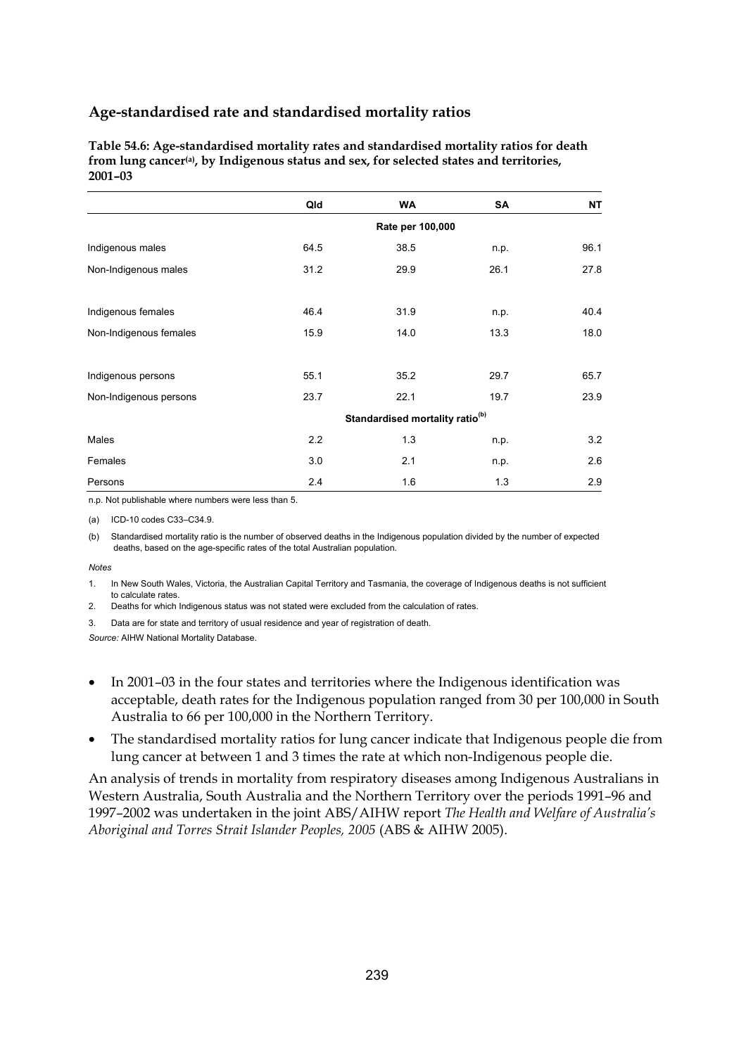## Age-standardised rate and standardised mortality ratios

**Table 54.6: Age-standardised mortality rates and standardised mortality ratios for death from lung cancer[(a)], by Indigenous status and sex, for selected states and territories, 2001–03**

| | Qld | WA | SA | NT |
|---|---|---|---|---|
| | | Rate per 100,000 | | |
| Indigenous males | 64.5 | 38.5 | n.p. | 96.1 |
| Non-Indigenous males | 31.2 | 29.9 | 26.1 | 27.8 |
| Indigenous females | 46.4 | 31.9 | n.p. | 40.4 |
| Non-Indigenous females | 15.9 | 14.0 | 13.3 | 18.0 |
| Indigenous persons | 55.1 | 35.2 | 29.7 | 65.7 |
| Non-Indigenous persons | 23.7 | 22.1 | 19.7 | 23.9 |
| | | Standardised mortality ratio[(b)] | | |
| Males | 2.2 | 1.3 | n.p. | 3.2 |
| Females | 3.0 | 2.1 | n.p. | 2.6 |
| Persons | 2.4 | 1.6 | 1.3 | 2.9 |

n.p. Not publishable where numbers were less than 5.

(a) ICD-10 codes C33–C34.9.

(b) Standardised mortality ratio is the number of observed deaths in the Indigenous population divided by the number of expected deaths, based on the age-specific rates of the total Australian population.

*Notes*

1. In New South Wales, Victoria, the Australian Capital Territory and Tasmania, the coverage of Indigenous deaths is not sufficient to calculate rates.
2. Deaths for which Indigenous status was not stated were excluded from the calculation of rates.
3. Data are for state and territory of usual residence and year of registration of death.

*Source:* AIHW National Mortality Database.

- In 2001–03 in the four states and territories where the Indigenous identification was acceptable, death rates for the Indigenous population ranged from 30 per 100,000 in South Australia to 66 per 100,000 in the Northern Territory.
- The standardised mortality ratios for lung cancer indicate that Indigenous people die from lung cancer at between 1 and 3 times the rate at which non-Indigenous people die.

An analysis of trends in mortality from respiratory diseases among Indigenous Australians in Western Australia, South Australia and the Northern Territory over the periods 1991–96 and 1997–2002 was undertaken in the joint ABS/AIHW report *The Health and Welfare of Australia's Aboriginal and Torres Strait Islander Peoples, 2005* (ABS & AIHW 2005).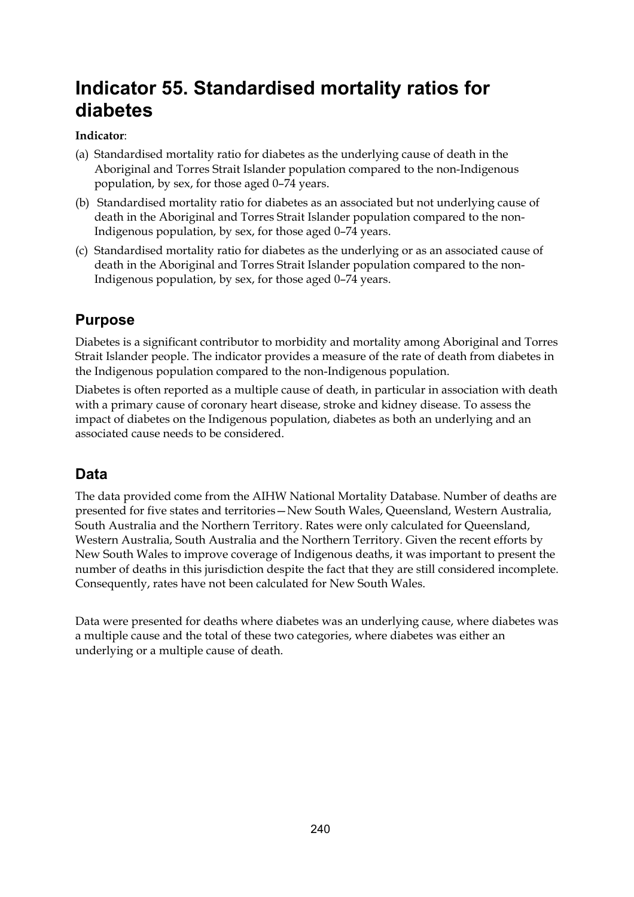# Indicator 55. Standardised mortality ratios for diabetes

**Indicator**:

(a) Standardised mortality ratio for diabetes as the underlying cause of death in the Aboriginal and Torres Strait Islander population compared to the non-Indigenous population, by sex, for those aged 0–74 years.

(b) Standardised mortality ratio for diabetes as an associated but not underlying cause of death in the Aboriginal and Torres Strait Islander population compared to the non-Indigenous population, by sex, for those aged 0–74 years.

(c) Standardised mortality ratio for diabetes as the underlying or as an associated cause of death in the Aboriginal and Torres Strait Islander population compared to the non-Indigenous population, by sex, for those aged 0–74 years.

## Purpose

Diabetes is a significant contributor to morbidity and mortality among Aboriginal and Torres Strait Islander people. The indicator provides a measure of the rate of death from diabetes in the Indigenous population compared to the non-Indigenous population.

Diabetes is often reported as a multiple cause of death, in particular in association with death with a primary cause of coronary heart disease, stroke and kidney disease. To assess the impact of diabetes on the Indigenous population, diabetes as both an underlying and an associated cause needs to be considered.

## Data

The data provided come from the AIHW National Mortality Database. Number of deaths are presented for five states and territories—New South Wales, Queensland, Western Australia, South Australia and the Northern Territory. Rates were only calculated for Queensland, Western Australia, South Australia and the Northern Territory. Given the recent efforts by New South Wales to improve coverage of Indigenous deaths, it was important to present the number of deaths in this jurisdiction despite the fact that they are still considered incomplete. Consequently, rates have not been calculated for New South Wales.

Data were presented for deaths where diabetes was an underlying cause, where diabetes was a multiple cause and the total of these two categories, where diabetes was either an underlying or a multiple cause of death.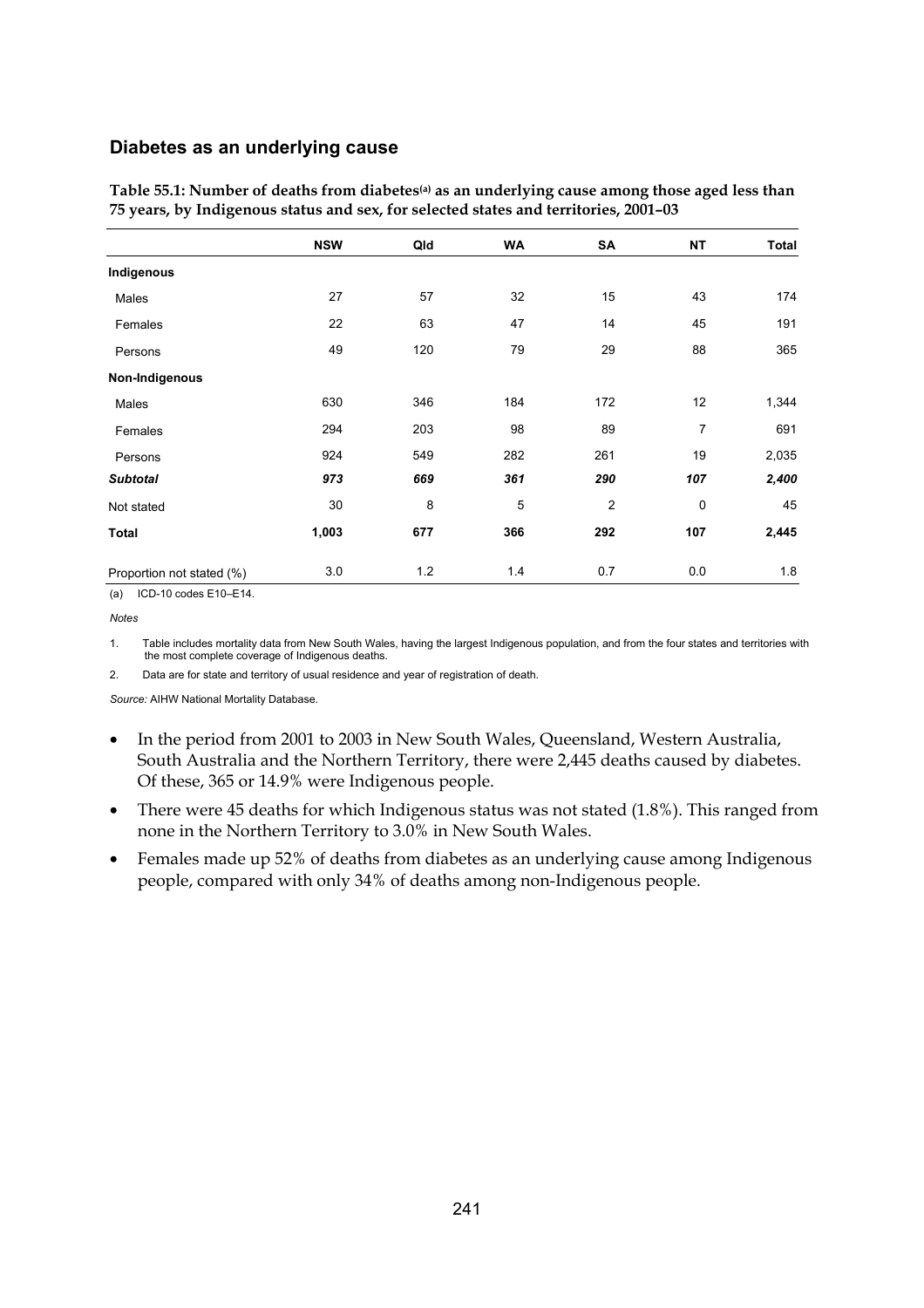## Diabetes as an underlying cause

**Table 55.1: Number of deaths from diabetes[(a)] as an underlying cause among those aged less than 75 years, by Indigenous status and sex, for selected states and territories, 2001–03**

| | NSW | Qld | WA | SA | NT | Total |
|---|---|---|---|---|---|---|
| **Indigenous** | | | | | | |
| Males | 27 | 57 | 32 | 15 | 43 | 174 |
| Females | 22 | 63 | 47 | 14 | 45 | 191 |
| Persons | 49 | 120 | 79 | 29 | 88 | 365 |
| **Non-Indigenous** | | | | | | |
| Males | 630 | 346 | 184 | 172 | 12 | 1,344 |
| Females | 294 | 203 | 98 | 89 | 7 | 691 |
| Persons | 924 | 549 | 282 | 261 | 19 | 2,035 |
| ***Subtotal*** | ***973*** | ***669*** | ***361*** | ***290*** | ***107*** | ***2,400*** |
| Not stated | 30 | 8 | 5 | 2 | 0 | 45 |
| **Total** | **1,003** | **677** | **366** | **292** | **107** | **2,445** |
| Proportion not stated (%) | 3.0 | 1.2 | 1.4 | 0.7 | 0.0 | 1.8 |

(a) ICD-10 codes E10–E14.

*Notes*

1. Table includes mortality data from New South Wales, having the largest Indigenous population, and from the four states and territories with the most complete coverage of Indigenous deaths.

2. Data are for state and territory of usual residence and year of registration of death.

*Source:* AIHW National Mortality Database.

- In the period from 2001 to 2003 in New South Wales, Queensland, Western Australia, South Australia and the Northern Territory, there were 2,445 deaths caused by diabetes. Of these, 365 or 14.9% were Indigenous people.
- There were 45 deaths for which Indigenous status was not stated (1.8%). This ranged from none in the Northern Territory to 3.0% in New South Wales.
- Females made up 52% of deaths from diabetes as an underlying cause among Indigenous people, compared with only 34% of deaths among non-Indigenous people.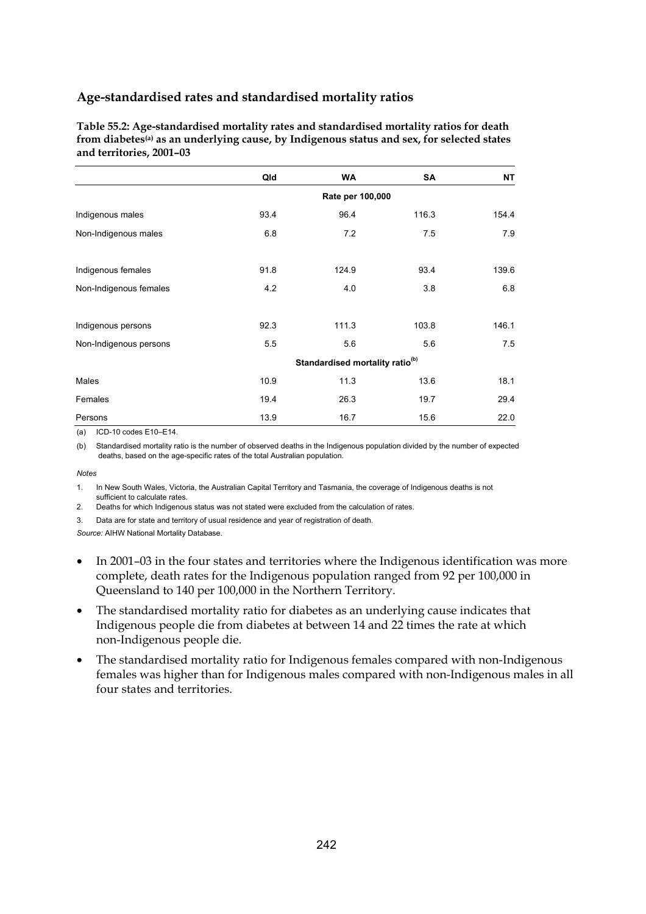## Age-standardised rates and standardised mortality ratios

**Table 55.2: Age-standardised mortality rates and standardised mortality ratios for death from diabetes[(a)] as an underlying cause, by Indigenous status and sex, for selected states and territories, 2001–03**

| | Qld | WA | SA | NT |
|---|---|---|---|---|
| | Rate per 100,000 | | | |
| Indigenous males | 93.4 | 96.4 | 116.3 | 154.4 |
| Non-Indigenous males | 6.8 | 7.2 | 7.5 | 7.9 |
| Indigenous females | 91.8 | 124.9 | 93.4 | 139.6 |
| Non-Indigenous females | 4.2 | 4.0 | 3.8 | 6.8 |
| Indigenous persons | 92.3 | 111.3 | 103.8 | 146.1 |
| Non-Indigenous persons | 5.5 | 5.6 | 5.6 | 7.5 |
| | Standardised mortality ratio[(b)] | | | |
| Males | 10.9 | 11.3 | 13.6 | 18.1 |
| Females | 19.4 | 26.3 | 19.7 | 29.4 |
| Persons | 13.9 | 16.7 | 15.6 | 22.0 |

(a) ICD-10 codes E10–E14.

(b) Standardised mortality ratio is the number of observed deaths in the Indigenous population divided by the number of expected deaths, based on the age-specific rates of the total Australian population.

*Notes*

1. In New South Wales, Victoria, the Australian Capital Territory and Tasmania, the coverage of Indigenous deaths is not sufficient to calculate rates.
2. Deaths for which Indigenous status was not stated were excluded from the calculation of rates.
3. Data are for state and territory of usual residence and year of registration of death.

*Source:* AIHW National Mortality Database.

- In 2001–03 in the four states and territories where the Indigenous identification was more complete, death rates for the Indigenous population ranged from 92 per 100,000 in Queensland to 140 per 100,000 in the Northern Territory.
- The standardised mortality ratio for diabetes as an underlying cause indicates that Indigenous people die from diabetes at between 14 and 22 times the rate at which non-Indigenous people die.
- The standardised mortality ratio for Indigenous females compared with non-Indigenous females was higher than for Indigenous males compared with non-Indigenous males in all four states and territories.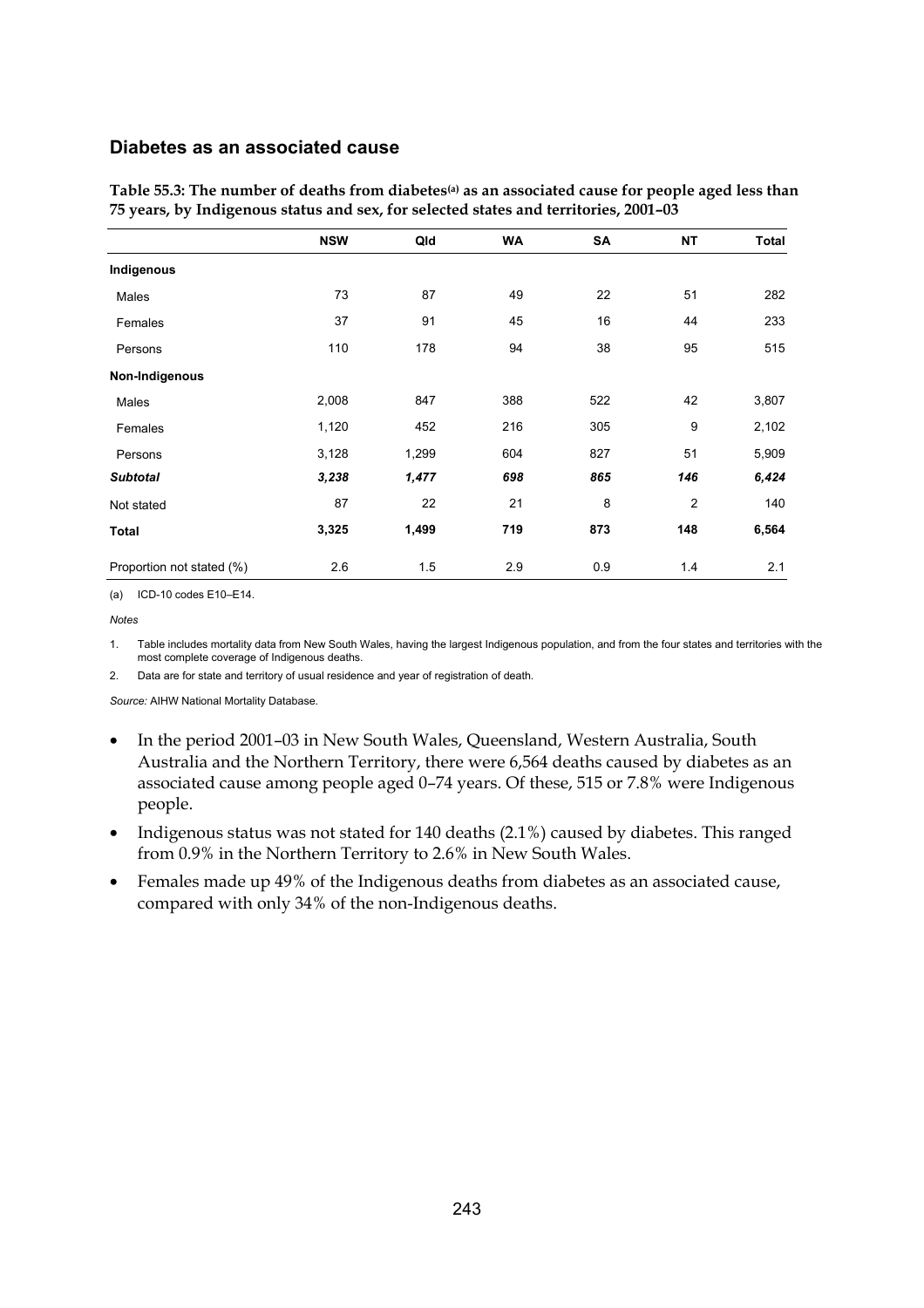## Diabetes as an associated cause

**Table 55.3: The number of deaths from diabetes[(a)] as an associated cause for people aged less than 75 years, by Indigenous status and sex, for selected states and territories, 2001–03**

| | NSW | Qld | WA | SA | NT | Total |
|---|---|---|---|---|---|---|
| **Indigenous** | | | | | | |
| Males | 73 | 87 | 49 | 22 | 51 | 282 |
| Females | 37 | 91 | 45 | 16 | 44 | 233 |
| Persons | 110 | 178 | 94 | 38 | 95 | 515 |
| **Non-Indigenous** | | | | | | |
| Males | 2,008 | 847 | 388 | 522 | 42 | 3,807 |
| Females | 1,120 | 452 | 216 | 305 | 9 | 2,102 |
| Persons | 3,128 | 1,299 | 604 | 827 | 51 | 5,909 |
| ***Subtotal*** | ***3,238*** | ***1,477*** | ***698*** | ***865*** | ***146*** | ***6,424*** |
| Not stated | 87 | 22 | 21 | 8 | 2 | 140 |
| **Total** | **3,325** | **1,499** | **719** | **873** | **148** | **6,564** |
| Proportion not stated (%) | 2.6 | 1.5 | 2.9 | 0.9 | 1.4 | 2.1 |

(a) ICD-10 codes E10–E14.

*Notes*

1. Table includes mortality data from New South Wales, having the largest Indigenous population, and from the four states and territories with the most complete coverage of Indigenous deaths.
2. Data are for state and territory of usual residence and year of registration of death.

*Source:* AIHW National Mortality Database.

- In the period 2001–03 in New South Wales, Queensland, Western Australia, South Australia and the Northern Territory, there were 6,564 deaths caused by diabetes as an associated cause among people aged 0–74 years. Of these, 515 or 7.8% were Indigenous people.
- Indigenous status was not stated for 140 deaths (2.1%) caused by diabetes. This ranged from 0.9% in the Northern Territory to 2.6% in New South Wales.
- Females made up 49% of the Indigenous deaths from diabetes as an associated cause, compared with only 34% of the non-Indigenous deaths.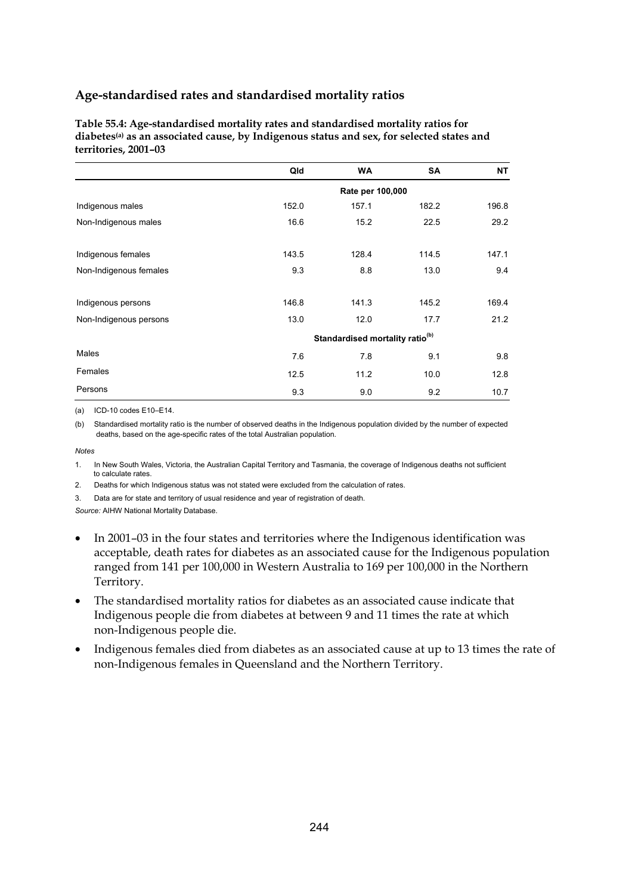## Age-standardised rates and standardised mortality ratios

**Table 55.4: Age-standardised mortality rates and standardised mortality ratios for diabetes[(a)] as an associated cause, by Indigenous status and sex, for selected states and territories, 2001–03**

| | Qld | WA | SA | NT |
|---|---|---|---|---|
| | Rate per 100,000 | | | |
| Indigenous males | 152.0 | 157.1 | 182.2 | 196.8 |
| Non-Indigenous males | 16.6 | 15.2 | 22.5 | 29.2 |
| Indigenous females | 143.5 | 128.4 | 114.5 | 147.1 |
| Non-Indigenous females | 9.3 | 8.8 | 13.0 | 9.4 |
| Indigenous persons | 146.8 | 141.3 | 145.2 | 169.4 |
| Non-Indigenous persons | 13.0 | 12.0 | 17.7 | 21.2 |
| | Standardised mortality ratio[(b)] | | | |
| Males | 7.6 | 7.8 | 9.1 | 9.8 |
| Females | 12.5 | 11.2 | 10.0 | 12.8 |
| Persons | 9.3 | 9.0 | 9.2 | 10.7 |

(a) ICD-10 codes E10–E14.

(b) Standardised mortality ratio is the number of observed deaths in the Indigenous population divided by the number of expected deaths, based on the age-specific rates of the total Australian population.

*Notes*

1. In New South Wales, Victoria, the Australian Capital Territory and Tasmania, the coverage of Indigenous deaths not sufficient to calculate rates.
2. Deaths for which Indigenous status was not stated were excluded from the calculation of rates.
3. Data are for state and territory of usual residence and year of registration of death.

*Source:* AIHW National Mortality Database.

- In 2001–03 in the four states and territories where the Indigenous identification was acceptable, death rates for diabetes as an associated cause for the Indigenous population ranged from 141 per 100,000 in Western Australia to 169 per 100,000 in the Northern Territory.
- The standardised mortality ratios for diabetes as an associated cause indicate that Indigenous people die from diabetes at between 9 and 11 times the rate at which non-Indigenous people die.
- Indigenous females died from diabetes as an associated cause at up to 13 times the rate of non-Indigenous females in Queensland and the Northern Territory.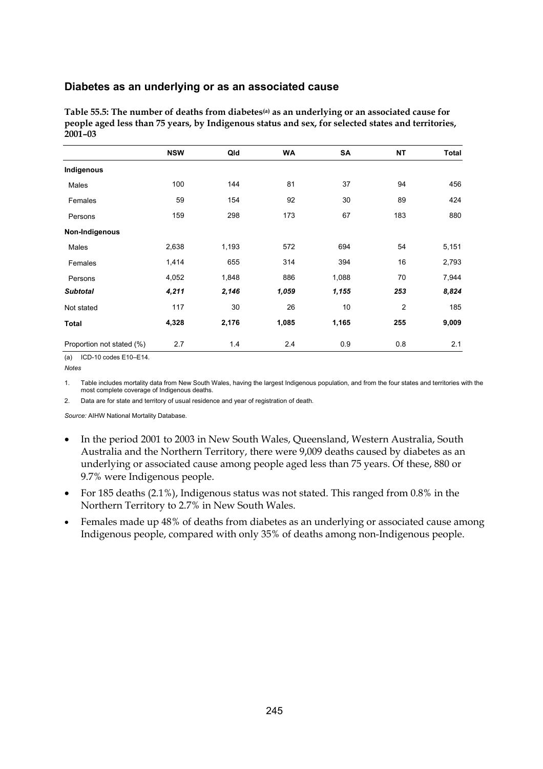## Diabetes as an underlying or as an associated cause

**Table 55.5: The number of deaths from diabetes[(a)] as an underlying or an associated cause for people aged less than 75 years, by Indigenous status and sex, for selected states and territories, 2001–03**

| | NSW | Qld | WA | SA | NT | Total |
|---|---|---|---|---|---|---|
| **Indigenous** | | | | | | |
| Males | 100 | 144 | 81 | 37 | 94 | 456 |
| Females | 59 | 154 | 92 | 30 | 89 | 424 |
| Persons | 159 | 298 | 173 | 67 | 183 | 880 |
| **Non-Indigenous** | | | | | | |
| Males | 2,638 | 1,193 | 572 | 694 | 54 | 5,151 |
| Females | 1,414 | 655 | 314 | 394 | 16 | 2,793 |
| Persons | 4,052 | 1,848 | 886 | 1,088 | 70 | 7,944 |
| ***Subtotal*** | ***4,211*** | ***2,146*** | ***1,059*** | ***1,155*** | ***253*** | ***8,824*** |
| Not stated | 117 | 30 | 26 | 10 | 2 | 185 |
| **Total** | **4,328** | **2,176** | **1,085** | **1,165** | **255** | **9,009** |
| Proportion not stated (%) | 2.7 | 1.4 | 2.4 | 0.9 | 0.8 | 2.1 |

(a) ICD-10 codes E10–E14.

*Notes*

1. Table includes mortality data from New South Wales, having the largest Indigenous population, and from the four states and territories with the most complete coverage of Indigenous deaths.
2. Data are for state and territory of usual residence and year of registration of death.

*Source:* AIHW National Mortality Database.

- In the period 2001 to 2003 in New South Wales, Queensland, Western Australia, South Australia and the Northern Territory, there were 9,009 deaths caused by diabetes as an underlying or associated cause among people aged less than 75 years. Of these, 880 or 9.7% were Indigenous people.
- For 185 deaths (2.1%), Indigenous status was not stated. This ranged from 0.8% in the Northern Territory to 2.7% in New South Wales.
- Females made up 48% of deaths from diabetes as an underlying or associated cause among Indigenous people, compared with only 35% of deaths among non-Indigenous people.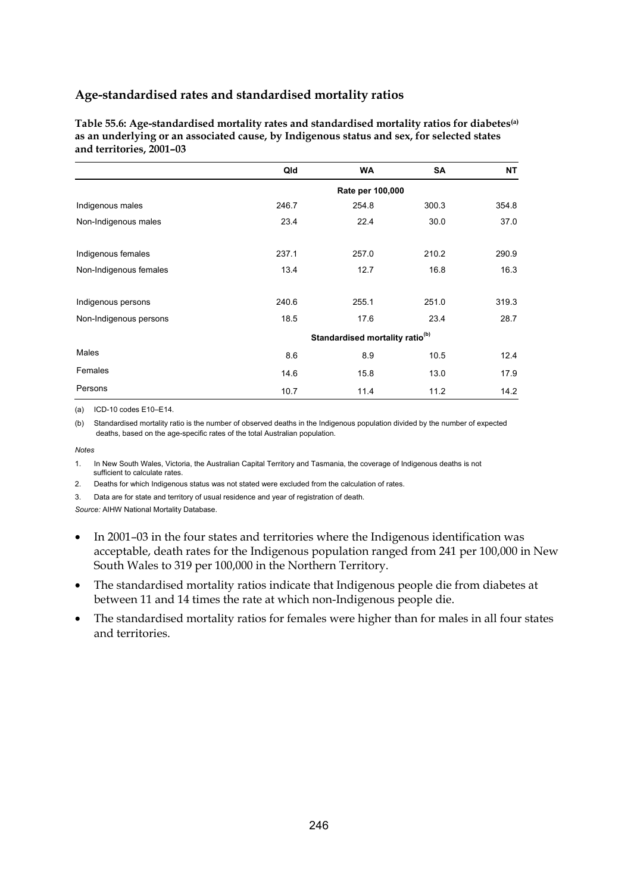## Age-standardised rates and standardised mortality ratios

**Table 55.6: Age-standardised mortality rates and standardised mortality ratios for diabetes[(a)] as an underlying or an associated cause, by Indigenous status and sex, for selected states and territories, 2001–03**

| | Qld | WA | SA | NT |
|---|---|---|---|---|
| | Rate per 100,000 | | | |
| Indigenous males | 246.7 | 254.8 | 300.3 | 354.8 |
| Non-Indigenous males | 23.4 | 22.4 | 30.0 | 37.0 |
| Indigenous females | 237.1 | 257.0 | 210.2 | 290.9 |
| Non-Indigenous females | 13.4 | 12.7 | 16.8 | 16.3 |
| Indigenous persons | 240.6 | 255.1 | 251.0 | 319.3 |
| Non-Indigenous persons | 18.5 | 17.6 | 23.4 | 28.7 |
| | Standardised mortality ratio[(b)] | | | |
| Males | 8.6 | 8.9 | 10.5 | 12.4 |
| Females | 14.6 | 15.8 | 13.0 | 17.9 |
| Persons | 10.7 | 11.4 | 11.2 | 14.2 |

(a) ICD-10 codes E10–E14.

(b) Standardised mortality ratio is the number of observed deaths in the Indigenous population divided by the number of expected deaths, based on the age-specific rates of the total Australian population.

*Notes*

1. In New South Wales, Victoria, the Australian Capital Territory and Tasmania, the coverage of Indigenous deaths is not sufficient to calculate rates.
2. Deaths for which Indigenous status was not stated were excluded from the calculation of rates.
3. Data are for state and territory of usual residence and year of registration of death.

*Source:* AIHW National Mortality Database.

- In 2001–03 in the four states and territories where the Indigenous identification was acceptable, death rates for the Indigenous population ranged from 241 per 100,000 in New South Wales to 319 per 100,000 in the Northern Territory.
- The standardised mortality ratios indicate that Indigenous people die from diabetes at between 11 and 14 times the rate at which non-Indigenous people die.
- The standardised mortality ratios for females were higher than for males in all four states and territories.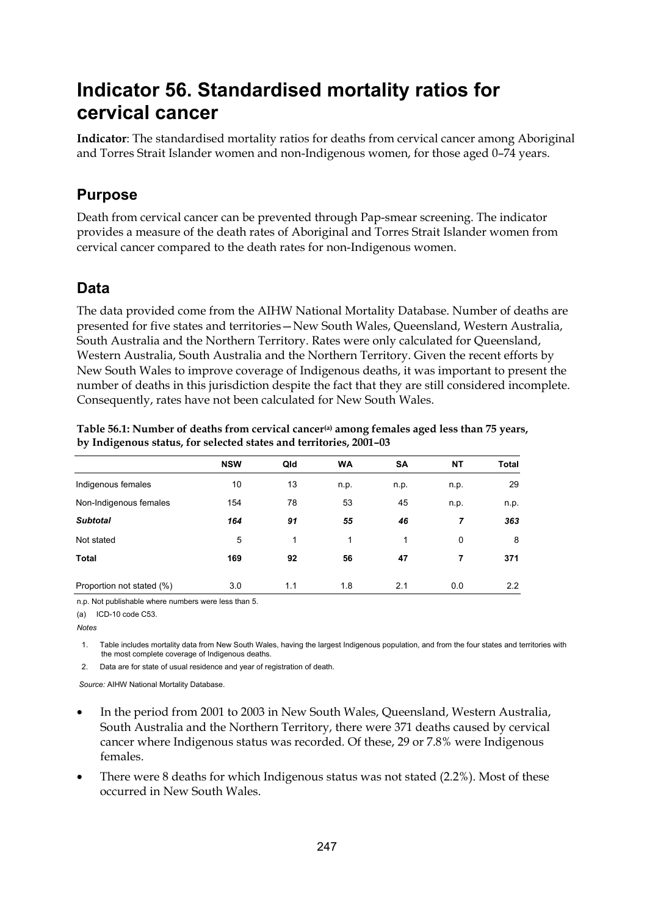# Indicator 56. Standardised mortality ratios for cervical cancer

**Indicator**: The standardised mortality ratios for deaths from cervical cancer among Aboriginal and Torres Strait Islander women and non-Indigenous women, for those aged 0–74 years.

## Purpose

Death from cervical cancer can be prevented through Pap-smear screening. The indicator provides a measure of the death rates of Aboriginal and Torres Strait Islander women from cervical cancer compared to the death rates for non-Indigenous women.

## Data

The data provided come from the AIHW National Mortality Database. Number of deaths are presented for five states and territories—New South Wales, Queensland, Western Australia, South Australia and the Northern Territory. Rates were only calculated for Queensland, Western Australia, South Australia and the Northern Territory. Given the recent efforts by New South Wales to improve coverage of Indigenous deaths, it was important to present the number of deaths in this jurisdiction despite the fact that they are still considered incomplete. Consequently, rates have not been calculated for New South Wales.

**Table 56.1: Number of deaths from cervical cancer[(a)] among females aged less than 75 years, by Indigenous status, for selected states and territories, 2001–03**

| | NSW | Qld | WA | SA | NT | Total |
|---|---|---|---|---|---|---|
| Indigenous females | 10 | 13 | n.p. | n.p. | n.p. | 29 |
| Non-Indigenous females | 154 | 78 | 53 | 45 | n.p. | n.p. |
| ***Subtotal*** | ***164*** | ***91*** | ***55*** | ***46*** | ***7*** | ***363*** |
| Not stated | 5 | 1 | 1 | 1 | 0 | 8 |
| **Total** | **169** | **92** | **56** | **47** | **7** | **371** |
| Proportion not stated (%) | 3.0 | 1.1 | 1.8 | 2.1 | 0.0 | 2.2 |

n.p. Not publishable where numbers were less than 5.

(a) ICD-10 code C53.

*Notes*

1. Table includes mortality data from New South Wales, having the largest Indigenous population, and from the four states and territories with the most complete coverage of Indigenous deaths.
2. Data are for state of usual residence and year of registration of death.

*Source:* AIHW National Mortality Database.

- In the period from 2001 to 2003 in New South Wales, Queensland, Western Australia, South Australia and the Northern Territory, there were 371 deaths caused by cervical cancer where Indigenous status was recorded. Of these, 29 or 7.8% were Indigenous females.
- There were 8 deaths for which Indigenous status was not stated (2.2%). Most of these occurred in New South Wales.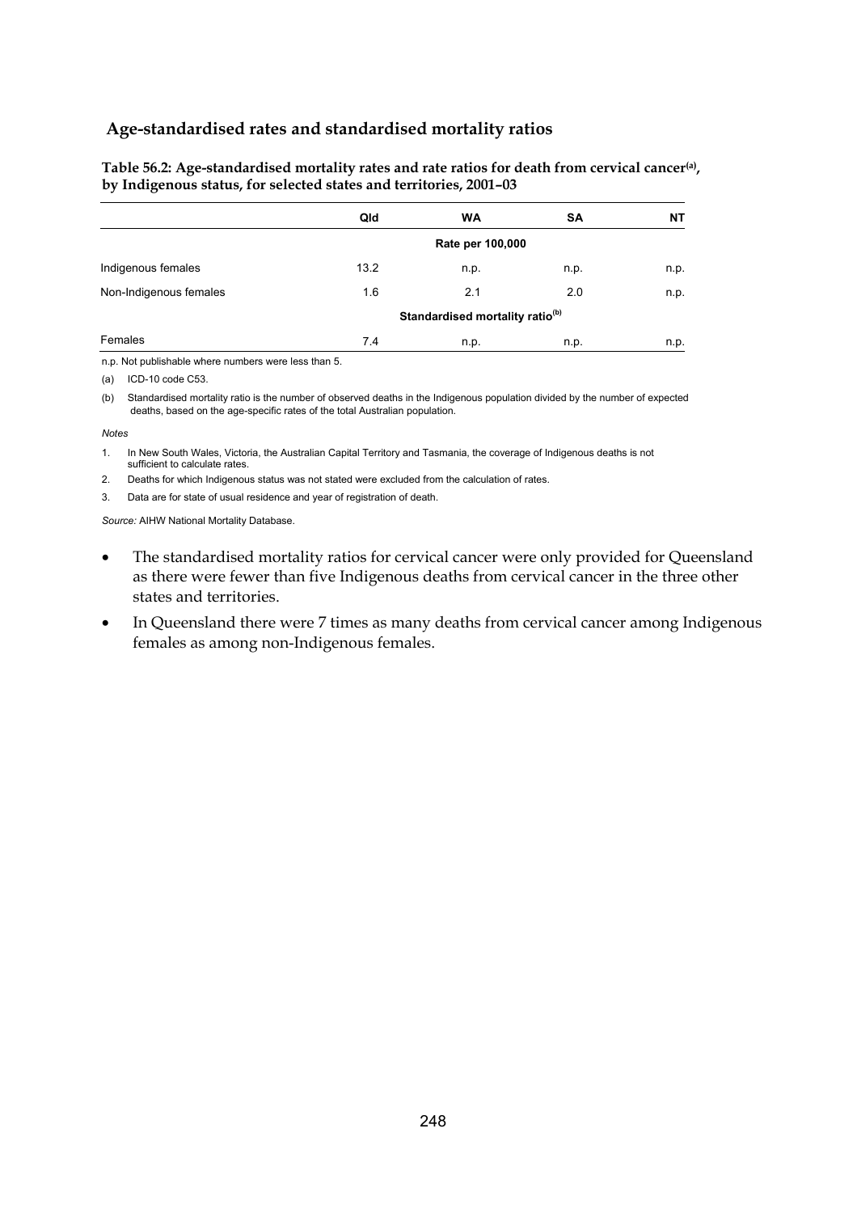## Age-standardised rates and standardised mortality ratios

**Table 56.2: Age-standardised mortality rates and rate ratios for death from cervical cancer[(a)], by Indigenous status, for selected states and territories, 2001–03**

| | Qld | WA | SA | NT |
|---|---|---|---|---|
| | **Rate per 100,000** | | | |
| Indigenous females | 13.2 | n.p. | n.p. | n.p. |
| Non-Indigenous females | 1.6 | 2.1 | 2.0 | n.p. |
| | **Standardised mortality ratio[(b)]** | | | |
| Females | 7.4 | n.p. | n.p. | n.p. |

n.p. Not publishable where numbers were less than 5.

(a) ICD-10 code C53.

(b) Standardised mortality ratio is the number of observed deaths in the Indigenous population divided by the number of expected deaths, based on the age-specific rates of the total Australian population.

*Notes*

1. In New South Wales, Victoria, the Australian Capital Territory and Tasmania, the coverage of Indigenous deaths is not sufficient to calculate rates.
2. Deaths for which Indigenous status was not stated were excluded from the calculation of rates.
3. Data are for state of usual residence and year of registration of death.

*Source:* AIHW National Mortality Database.

- The standardised mortality ratios for cervical cancer were only provided for Queensland as there were fewer than five Indigenous deaths from cervical cancer in the three other states and territories.
- In Queensland there were 7 times as many deaths from cervical cancer among Indigenous females as among non-Indigenous females.